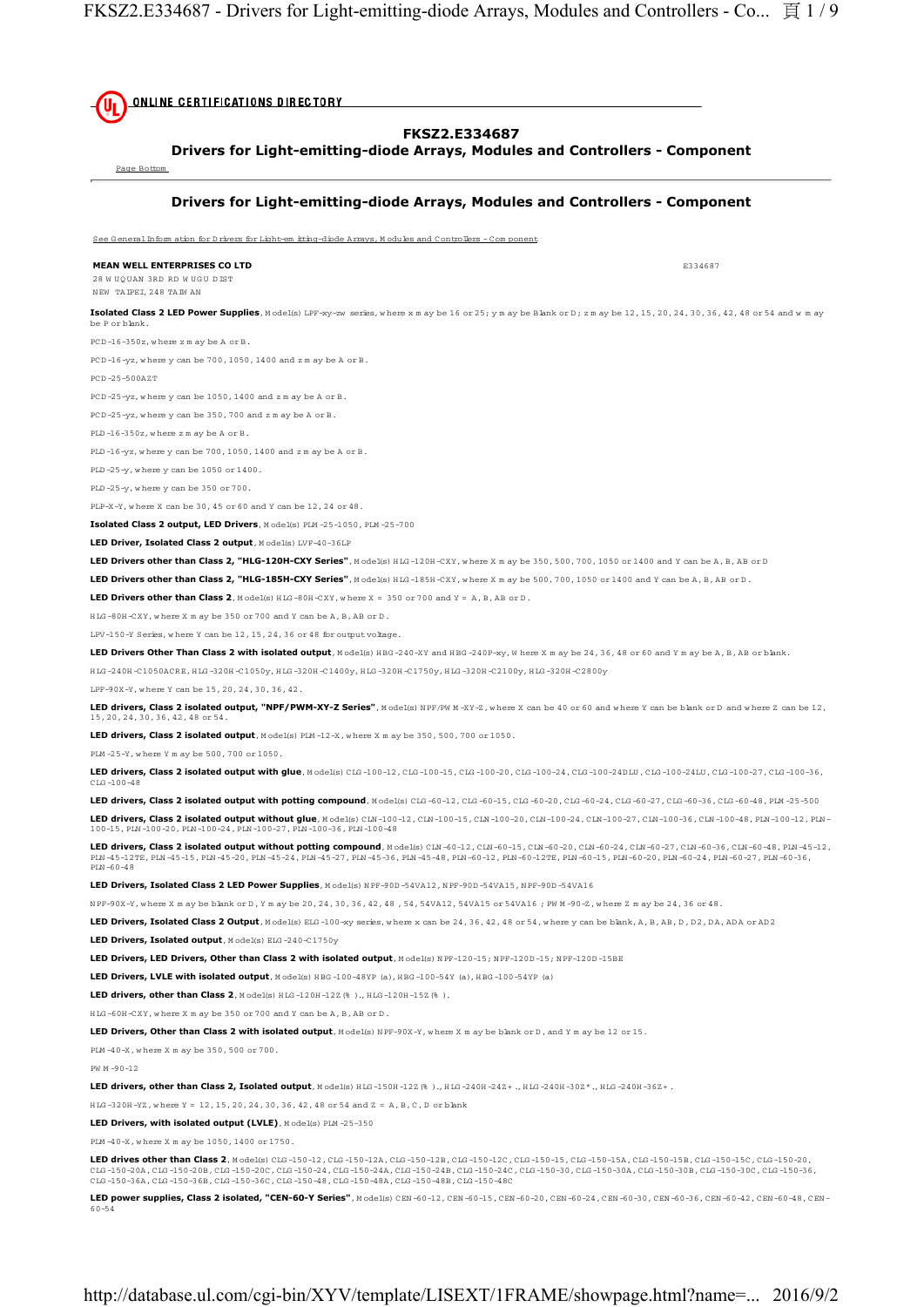ONLINE CERTIFICATIONS DIRECTORY

# FKSZ2.E334687

## Drivers for Light-emitting-diode Arrays, Modules and Controllers - Component

Page Bottom

## Drivers for Light-emitting-diode Arrays, Modules and Controllers - Component

See General Information for Drivers for Light-emitting-diode Arrays, Modules and Controllers - Component

**MEAN WELL ENTERPRISES CO LTD**
28 WUQUAN 3RD RD WUGU DIST
NEW TAIPEI, 248 TAIWAN

E334687

**Isolated Class 2 LED Power Supplies**, Model(s) LPF-xy-zw series, where x may be 16 or 25; y may be Blank or D; z may be 12, 15, 20, 24, 30, 36, 42, 48 or 54 and w may be P or blank.

PCD-16-350z, where z may be A or B.

PCD-16-yz, where y can be 700, 1050, 1400 and z may be A or B.

PCD-25-500AZT

PCD-25-yz, where y can be 1050, 1400 and z may be A or B.

PCD-25-yz, where y can be 350, 700 and z may be A or B.

PLD-16-350z, where z may be A or B.

PLD-16-yz, where y can be 700, 1050, 1400 and z may be A or B.

PLD-25-y, where y can be 1050 or 1400.

PLD-25-y, where y can be 350 or 700.

PLP-X-Y, where X can be 30, 45 or 60 and Y can be 12, 24 or 48.

**Isolated Class 2 output, LED Drivers**, Model(s) PLM-25-1050, PLM-25-700

**LED Driver, Isolated Class 2 output**, Model(s) LVF-40-36LP

**LED Drivers other than Class 2, "HLG-120H-CXY Series"**, Model(s) HLG-120H-CXY, where X may be 350, 500, 700, 1050 or 1400 and Y can be A, B, AB or D

**LED Drivers other than Class 2, "HLG-185H-CXY Series"**, Model(s) HLG-185H-CXY, where X may be 500, 700, 1050 or 1400 and Y can be A, B, AB or D.

**LED Drivers other than Class 2**, Model(s) HLG-80H-CXY, where X = 350 or 700 and Y = A, B, AB or D.

HLG-80H-CXY, where X may be 350 or 700 and Y can be A, B, AB or D.

LPV-150-Y Series, where Y can be 12, 15, 24, 36 or 48 for output voltage.

**LED Drivers Other Than Class 2 with isolated output**, Model(s) HBG-240-XY and HBG-240P-xy, Where X may be 24, 36, 48 or 60 and Y may be A, B, AB or blank.

HLG-240H-C1050ACRE, HLG-320H-C1050y, HLG-320H-C1400y, HLG-320H-C1750y, HLG-320H-C2100y, HLG-320H-C2800y

LPF-90X-Y, where Y can be 15, 20, 24, 30, 36, 42.

**LED drivers, Class 2 isolated output, "NPF/PWM-XY-Z Series"**, Model(s) NPF/PWM-XY-Z, where X can be 40 or 60 and where Y can be blank or D and where Z can be 12, 15, 20, 24, 30, 36, 42, 48 or 54.

**LED drivers, Class 2 isolated output**, Model(s) PLM-12-X, where X may be 350, 500, 700 or 1050.

PLM-25-Y, where Y may be 500, 700 or 1050.

**LED drivers, Class 2 isolated output with glue**, Model(s) CLG-100-12, CLG-100-15, CLG-100-20, CLG-100-24, CLG-100-24DLU, CLG-100-24LU, CLG-100-27, CLG-100-36, CLG-100-48

**LED drivers, Class 2 isolated output with potting compound**, Model(s) CLG-60-12, CLG-60-15, CLG-60-20, CLG-60-24, CLG-60-27, CLG-60-36, CLG-60-48, PLM-25-500

**LED drivers, Class 2 isolated output without glue**, Model(s) CLN-100-12, CLN-100-15, CLN-100-20, CLN-100-24, CLN-100-27, CLN-100-36, CLN-100-48, PLN-100-12, PLN-100-15, PLN-100-20, PLN-100-24, PLN-100-27, PLN-100-36, PLN-100-48

**LED drivers, Class 2 isolated output without potting compound**, Model(s) CLN-60-12, CLN-60-15, CLN-60-20, CLN-60-24, CLN-60-27, CLN-60-36, CLN-60-48, PLN-45-12, PLN-45-12TE, PLN-45-15, PLN-45-20, PLN-45-24, PLN-45-27, PLN-45-36, PLN-45-48, PLN-60-12, PLN-60-12TE, PLN-60-15, PLN-60-20, PLN-60-24, PLN-60-27, PLN-60-36, PLN-60-48

**LED Drivers, Isolated Class 2 LED Power Supplies**, Model(s) NPF-90D-54VA12, NPF-90D-54VA16

NPF-90X-Y, where X may be blank or D, Y may be 20, 24, 30, 36, 42, 48 , 54, 54VA12, 54VA15 or 54VA16 ; PWM-90-Z, where Z may be 24, 36 or 48.

**LED Drivers, Isolated Class 2 Output**, Model(s) ELG-100-xy series, where x can be 24, 36, 42, 48 or 54, where y can be blank, A, B, AB, D, D2, DA, ADA or AD2

**LED Drivers, Isolated output**, Model(s) ELG-240-C1750y

**LED Drivers, LED Drivers, Other than Class 2 with isolated output**, Model(s) NPF-120-15; NPF-120D-15; NPF-120D-15BE

**LED Drivers, LVLE with isolated output**, Model(s) HBG-100-48YP (a), HBG-100-54Y (a), HBG-100-54YP (a)

**LED drivers, other than Class 2**, Model(s) HLG-120H-12Z(% )., HLG-120H-15Z(% ).

HLG-60H-CXY, where X may be 350 or 700 and Y can be A, B, AB or D.

**LED Drivers, Other than Class 2 with isolated output**, Model(s) NPF-90X-Y, where X may be blank or D, and Y may be 12 or 15.

PLM-40-X, where X may be 350, 500 or 700.

PWM-90-12

**LED drivers, other than Class 2, Isolated output**, Model(s) HLG-150H-12Z(% )., HLG-240H-24Z+., HLG-240H-30Z*., HLG-240H-36Z+.

HLG-320H-YZ, where Y = 12, 15, 20, 24, 30, 36, 42, 48 or 54 and Z = A, B, C, D or blank

**LED Drivers, with isolated output (LVLE)**, Model(s) PLM-25-350

PLM-40-X, where X may be 1050, 1400 or 1750.

**LED drives other than Class 2**, Model(s) CLG-150-12, CLG-150-12A, CLG-150-12B, CLG-150-12C, CLG-150-15, CLG-150-15A, CLG-150-15B, CLG-150-15C, CLG-150-20, CLG-150-20A, CLG-150-20B, CLG-150-20C, CLG-150-24, CLG-150-24A, CLG-150-24B, CLG-150-24C, CLG-150-30, CLG-150-30A, CLG-150-30B, CLG-150-30C, CLG-150-36, CLG-150-36A, CLG-150-36B, CLG-150-36C, CLG-150-48, CLG-150-48A, CLG-150-48B, CLG-150-48C

**LED power supplies, Class 2 isolated, "CEN-60-Y Series"**, Model(s) CEN-60-12, CEN-60-15, CEN-60-20, CEN-60-24, CEN-60-30, CEN-60-36, CEN-60-42, CEN-60-48, CEN-60-54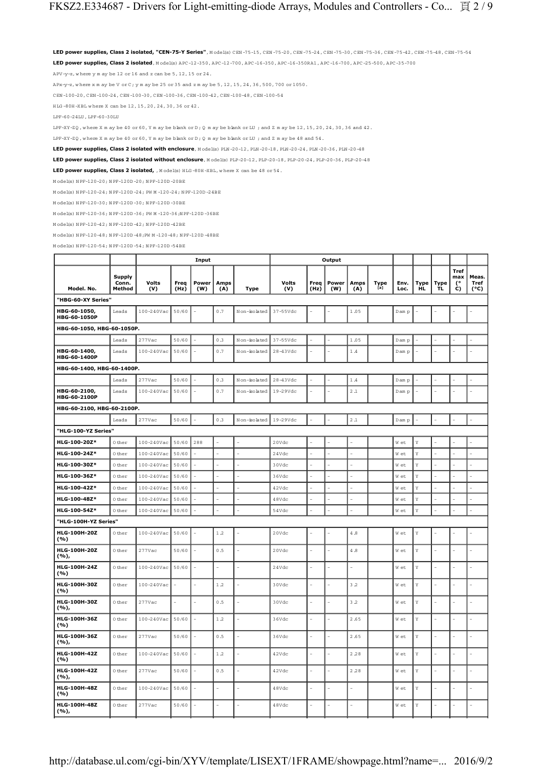**LED power supplies, Class 2 isolated, "CEN-75-Y Series"**, Model(s) CEN-75-15, CEN-75-20, CEN-75-24, CEN-75-30, CEN-75-36, CEN-75-42, CEN-75-48, CEN-75-54

**LED power supplies, Class 2 isolated**, Model(s) APC-12-350, APC-12-700, APC-16-350, APC-16-350RA1, APC-16-700, APC-25-500, APC-35-700

APV-y-z, where y may be 12 or 16 and z can be 5, 12, 15 or 24.

APx-y-z, where x may be V or C; y may be 25 or 35 and z may be 5, 12, 15, 24, 36, 500, 700 or 1050.

CEN-100-20, CEN-100-24, CEN-100-30, CEN-100-36, CEN-100-42, CEN-100-48, CEN-100-54

HLG-80H-XBL where X can be 12, 15, 20, 24, 30, 36 or 42.

LPF-60-24LU, LPF-60-30LU

LPF-XY-ZQ, where X may be 40 or 60, Y may be blank or D; Q may be blank or LU ; and Z may be 12, 15, 20, 24, 30, 36 and 42.

LPF-XY-ZQ, where X may be 40 or 60, Y may be blank or D; Q may be blank or LU ; and Z may be 48 and 54.

**LED power supplies, Class 2 isolated with enclosure**, Model(s) PLN-20-12, PLN-20-18, PLN-20-24, PLN-20-36, PLN-20-48

**LED power supplies, Class 2 isolated without enclosure**, Model(s) PLP-20-12, PLP-20-18, PLP-20-24, PLP-20-36, PLP-20-48

**LED power supplies, Class 2 isolated,** , Model(s) HLG-80H-XBL, where X can be 48 or 54.

Model(s) NPF-120-20; NPF-120D-20; NPF-120D-20BE

Model(s) NPF-120-24; NPF-120D-24; PWM-120-24; NPF-120D-24BE

Model(s) NPF-120-30; NPF-120D-30; NPF-120D-30BE

Model(s) NPF-120-36; NPF-120D-36; PWM-120-36;NPF-120D-36BE

Model(s) NPF-120-42; NPF-120D-42; NPF-120D-42BE

Model(s) NPF-120-48; NPF-120D-48;PWM-120-48; NPF-120D-48BE

Model(s) NPF-120-54; NPF-120D-54; NPF-120D-54BE

| | | Input | | | | | Output | | | | | | | | | |
|---|---|---|---|---|---|---|---|---|---|---|---|---|---|---|---|---|
| Model. No. | Supply Conn. Method | Volts (V) | Freq (Hz) | Power (W) | Amps (A) | Type | Volts (V) | Freq (Hz) | Power (W) | Amps (A) | Type [a] | Env. Loc. | Type HL | Type TL | Tref max (°C) | Meas. Tref (°C) |
| "HBG-60-XY Series" | | | | | | | | | | | | | | | | |
| HBG-60-1050, HBG-60-1050P | Leads | 100-240Vac | 50/60 | - | 0.7 | Non-isolated | 37-55Vdc | - | - | 1.05 | | Damp | - | - | - | - |
| HBG-60-1050, HBG-60-1050P. | | | | | | | | | | | | | | | | |
| | Leads | 277Vac | 50/60 | - | 0.3 | Non-isolated | 37-55Vdc | - | - | 1.05 | | Damp | - | - | - | - |
| HBG-60-1400, HBG-60-1400P | Leads | 100-240Vac | 50/60 | - | 0.7 | Non-isolated | 28-43Vdc | - | - | 1.4 | | Damp | - | - | - | - |
| HBG-60-1400, HBG-60-1400P. | | | | | | | | | | | | | | | | |
| | Leads | 277Vac | 50/60 | - | 0.3 | Non-isolated | 28-43Vdc | - | - | 1.4 | | Damp | - | - | - | - |
| HBG-60-2100, HBG-60-2100P | Leads | 100-240Vac | 50/60 | - | 0.7 | Non-isolated | 19-29Vdc | - | - | 2.1 | | Damp | - | - | - | - |
| HBG-60-2100, HBG-60-2100P. | | | | | | | | | | | | | | | | |
| | Leads | 277Vac | 50/60 | - | 0.3 | Non-isolated | 19-29Vdc | - | - | 2.1 | | Damp | - | - | - | - |
| "HLG-100-YZ Series" | | | | | | | | | | | | | | | | |
| HLG-100-20Z* | Other | 100-240Vac | 50/60 | 288 | - | - | 20Vdc | - | - | - | | Wet | Y | - | - | - |
| HLG-100-24Z* | Other | 100-240Vac | 50/60 | - | - | - | 24Vdc | - | - | - | | Wet | Y | - | - | - |
| HLG-100-30Z* | Other | 100-240Vac | 50/60 | - | - | - | 30Vdc | - | - | - | | Wet | Y | - | - | - |
| HLG-100-36Z* | Other | 100-240Vac | 50/60 | - | - | - | 36Vdc | - | - | - | | Wet | Y | - | - | - |
| HLG-100-42Z* | Other | 100-240Vac | 50/60 | - | - | - | 42Vdc | - | - | - | | Wet | Y | - | - | - |
| HLG-100-48Z* | Other | 100-240Vac | 50/60 | - | - | - | 48Vdc | - | - | - | | Wet | Y | - | - | - |
| HLG-100-54Z* | Other | 100-240Vac | 50/60 | - | - | - | 54Vdc | - | - | - | | Wet | Y | - | - | - |
| "HLG-100H-YZ Series" | | | | | | | | | | | | | | | | |
| HLG-100H-20Z (%) | Other | 100-240Vac | 50/60 | - | 1.2 | - | 20Vdc | - | - | 4.8 | | Wet | Y | - | - | - |
| HLG-100H-20Z (%), | Other | 277Vac | 50/60 | - | 0.5 | - | 20Vdc | - | - | 4.8 | | Wet | Y | - | - | - |
| HLG-100H-24Z (%) | Other | 100-240Vac | 50/60 | - | - | - | 24Vdc | - | - | - | | Wet | Y | - | - | - |
| HLG-100H-30Z (%) | Other | 100-240Vac | - | - | 1.2 | - | 30Vdc | - | - | 3.2 | | Wet | Y | - | - | - |
| HLG-100H-30Z (%), | Other | 277Vac | - | - | 0.5 | - | 30Vdc | - | - | 3.2 | | Wet | Y | - | - | - |
| HLG-100H-36Z (%) | Other | 100-240Vac | 50/60 | - | 1.2 | - | 36Vdc | - | - | 2.65 | | Wet | Y | - | - | - |
| HLG-100H-36Z (%), | Other | 277Vac | 50/60 | - | 0.5 | - | 36Vdc | - | - | 2.65 | | Wet | Y | - | - | - |
| HLG-100H-42Z (%) | Other | 100-240Vac | 50/60 | - | 1.2 | - | 42Vdc | - | - | 2.28 | | Wet | Y | - | - | - |
| HLG-100H-42Z (%), | Other | 277Vac | 50/60 | - | 0.5 | - | 42Vdc | - | - | 2.28 | | Wet | Y | - | - | - |
| HLG-100H-48Z (%) | Other | 100-240Vac | 50/60 | - | - | - | 48Vdc | - | - | - | | Wet | Y | - | - | - |
| HLG-100H-48Z (%), | Other | 277Vac | 50/60 | - | - | - | 48Vdc | - | - | - | | Wet | Y | - | - | - |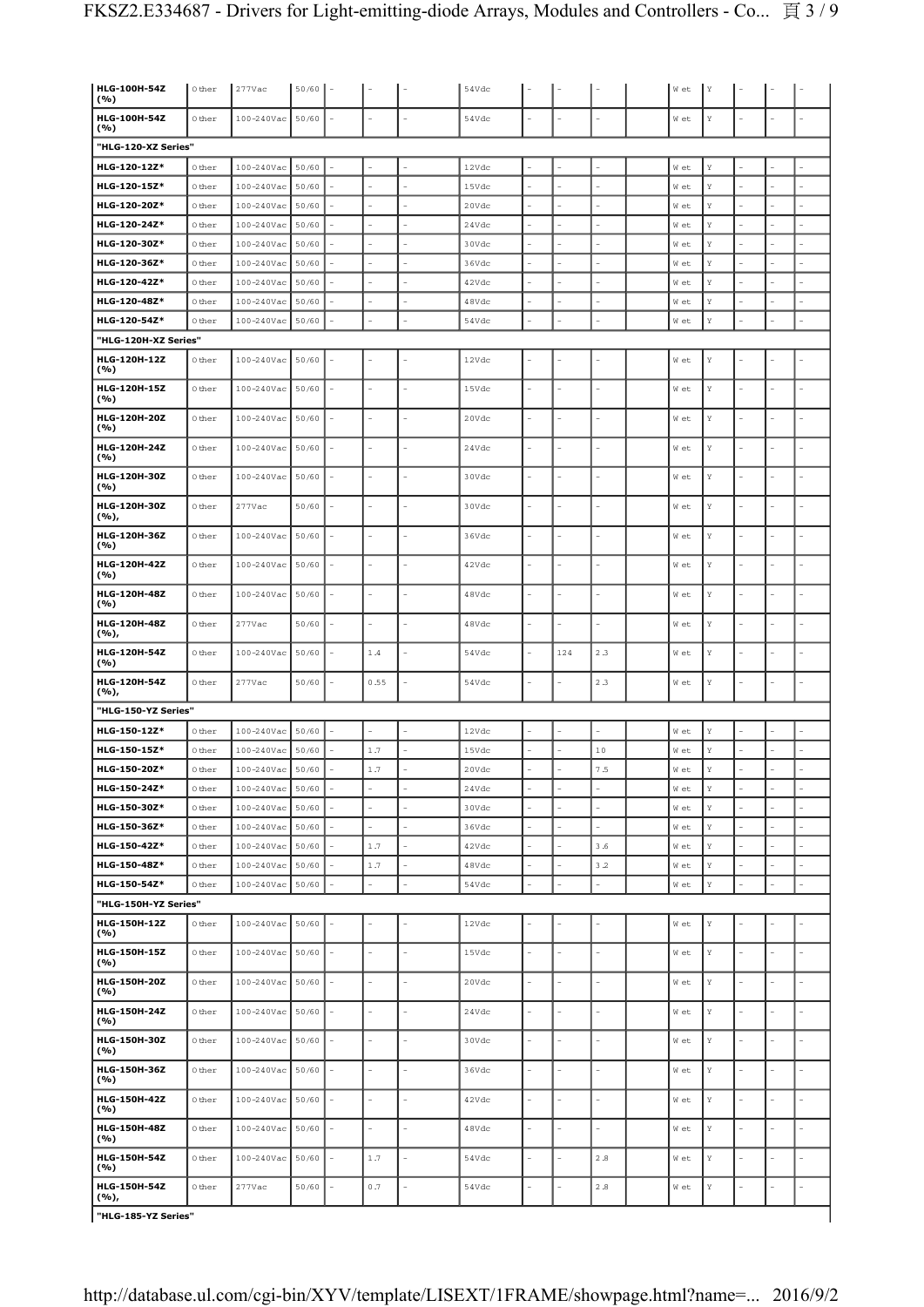| | | | | | | | | | | | | | | | | |
|---|---|---|---|---|---|---|---|---|---|---|---|---|---|---|---|---|
| **HLG-100H-54Z (%)** | Other | 277Vac | 50/60 | - | - | - | 54Vdc | - | - | - | | Wet | Y | - | - | - |
| **HLG-100H-54Z (%)** | Other | 100-240Vac | 50/60 | - | - | - | 54Vdc | - | - | - | | Wet | Y | - | - | - |
| **"HLG-120-XZ Series"** | | | | | | | | | | | | | | | | |
| **HLG-120-12Z*** | Other | 100-240Vac | 50/60 | - | - | - | 12Vdc | - | - | - | | Wet | Y | - | - | - |
| **HLG-120-15Z*** | Other | 100-240Vac | 50/60 | - | - | - | 15Vdc | - | - | - | | Wet | Y | - | - | - |
| **HLG-120-20Z*** | Other | 100-240Vac | 50/60 | - | - | - | 20Vdc | - | - | - | | Wet | Y | - | - | - |
| **HLG-120-24Z*** | Other | 100-240Vac | 50/60 | - | - | - | 24Vdc | - | - | - | | Wet | Y | - | - | - |
| **HLG-120-30Z*** | Other | 100-240Vac | 50/60 | - | - | - | 30Vdc | - | - | - | | Wet | Y | - | - | - |
| **HLG-120-36Z*** | Other | 100-240Vac | 50/60 | - | - | - | 36Vdc | - | - | - | | Wet | Y | - | - | - |
| **HLG-120-42Z*** | Other | 100-240Vac | 50/60 | - | - | - | 42Vdc | - | - | - | | Wet | Y | - | - | - |
| **HLG-120-48Z*** | Other | 100-240Vac | 50/60 | - | - | - | 48Vdc | - | - | - | | Wet | Y | - | - | - |
| **HLG-120-54Z*** | Other | 100-240Vac | 50/60 | - | - | - | 54Vdc | - | - | - | | Wet | Y | - | - | - |
| **"HLG-120H-XZ Series"** | | | | | | | | | | | | | | | | |
| **HLG-120H-12Z (%)** | Other | 100-240Vac | 50/60 | - | - | - | 12Vdc | - | - | - | | Wet | Y | - | - | - |
| **HLG-120H-15Z (%)** | Other | 100-240Vac | 50/60 | - | - | - | 15Vdc | - | - | - | | Wet | Y | - | - | - |
| **HLG-120H-20Z (%)** | Other | 100-240Vac | 50/60 | - | - | - | 20Vdc | - | - | - | | Wet | Y | - | - | - |
| **HLG-120H-24Z (%)** | Other | 100-240Vac | 50/60 | - | - | - | 24Vdc | - | - | - | | Wet | Y | - | - | - |
| **HLG-120H-30Z (%)** | Other | 100-240Vac | 50/60 | - | - | - | 30Vdc | - | - | - | | Wet | Y | - | - | - |
| **HLG-120H-30Z (%),** | Other | 277Vac | 50/60 | - | - | - | 30Vdc | - | - | - | | Wet | Y | - | - | - |
| **HLG-120H-36Z (%)** | Other | 100-240Vac | 50/60 | - | - | - | 36Vdc | - | - | - | | Wet | Y | - | - | - |
| **HLG-120H-42Z (%)** | Other | 100-240Vac | 50/60 | - | - | - | 42Vdc | - | - | - | | Wet | Y | - | - | - |
| **HLG-120H-48Z (%)** | Other | 100-240Vac | 50/60 | - | - | - | 48Vdc | - | - | - | | Wet | Y | - | - | - |
| **HLG-120H-48Z (%),** | Other | 277Vac | 50/60 | - | - | - | 48Vdc | - | - | - | | Wet | Y | - | - | - |
| **HLG-120H-54Z (%)** | Other | 100-240Vac | 50/60 | - | 1.4 | - | 54Vdc | - | 124 | 2.3 | | Wet | Y | - | - | - |
| **HLG-120H-54Z (%),** | Other | 277Vac | 50/60 | - | 0.55 | - | 54Vdc | - | - | 2.3 | | Wet | Y | - | - | - |
| **"HLG-150-YZ Series"** | | | | | | | | | | | | | | | | |
| **HLG-150-12Z*** | Other | 100-240Vac | 50/60 | - | - | - | 12Vdc | - | - | - | | Wet | Y | - | - | - |
| **HLG-150-15Z*** | Other | 100-240Vac | 50/60 | - | 1.7 | - | 15Vdc | - | - | 10 | | Wet | Y | - | - | - |
| **HLG-150-20Z*** | Other | 100-240Vac | 50/60 | - | 1.7 | - | 20Vdc | - | - | 7.5 | | Wet | Y | - | - | - |
| **HLG-150-24Z*** | Other | 100-240Vac | 50/60 | - | - | - | 24Vdc | - | - | - | | Wet | Y | - | - | - |
| **HLG-150-30Z*** | Other | 100-240Vac | 50/60 | - | - | - | 30Vdc | - | - | - | | Wet | Y | - | - | - |
| **HLG-150-36Z*** | Other | 100-240Vac | 50/60 | - | - | - | 36Vdc | - | - | - | | Wet | Y | - | - | - |
| **HLG-150-42Z*** | Other | 100-240Vac | 50/60 | - | 1.7 | - | 42Vdc | - | - | 3.6 | | Wet | Y | - | - | - |
| **HLG-150-48Z*** | Other | 100-240Vac | 50/60 | - | 1.7 | - | 48Vdc | - | - | 3.2 | | Wet | Y | - | - | - |
| **HLG-150-54Z*** | Other | 100-240Vac | 50/60 | - | - | - | 54Vdc | - | - | - | | Wet | Y | - | - | - |
| **"HLG-150H-YZ Series"** | | | | | | | | | | | | | | | | |
| **HLG-150H-12Z (%)** | Other | 100-240Vac | 50/60 | - | - | - | 12Vdc | - | - | - | | Wet | Y | - | - | - |
| **HLG-150H-15Z (%)** | Other | 100-240Vac | 50/60 | - | - | - | 15Vdc | - | - | - | | Wet | Y | - | - | - |
| **HLG-150H-20Z (%)** | Other | 100-240Vac | 50/60 | - | - | - | 20Vdc | - | - | - | | Wet | Y | - | - | - |
| **HLG-150H-24Z (%)** | Other | 100-240Vac | 50/60 | - | - | - | 24Vdc | - | - | - | | Wet | Y | - | - | - |
| **HLG-150H-30Z (%)** | Other | 100-240Vac | 50/60 | - | - | - | 30Vdc | - | - | - | | Wet | Y | - | - | - |
| **HLG-150H-36Z (%)** | Other | 100-240Vac | 50/60 | - | - | - | 36Vdc | - | - | - | | Wet | Y | - | - | - |
| **HLG-150H-42Z (%)** | Other | 100-240Vac | 50/60 | - | - | - | 42Vdc | - | - | - | | Wet | Y | - | - | - |
| **HLG-150H-48Z (%)** | Other | 100-240Vac | 50/60 | - | - | - | 48Vdc | - | - | - | | Wet | Y | - | - | - |
| **HLG-150H-54Z (%)** | Other | 100-240Vac | 50/60 | - | 1.7 | - | 54Vdc | - | - | 2.8 | | Wet | Y | - | - | - |
| **HLG-150H-54Z (%),** | Other | 277Vac | 50/60 | - | 0.7 | - | 54Vdc | - | - | 2.8 | | Wet | Y | - | - | - |
| **"HLG-185-YZ Series"** | | | | | | | | | | | | | | | | |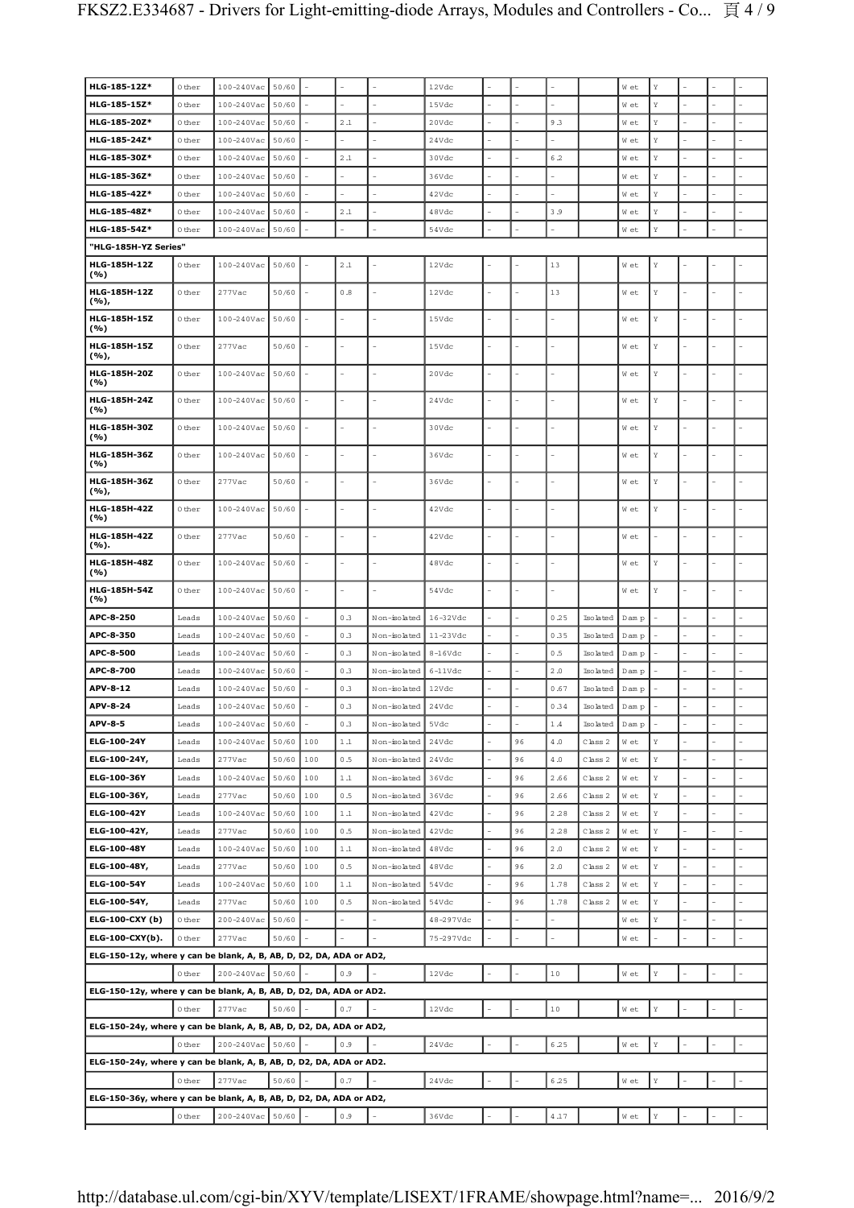| | | | | | | | | | | | | | | | | | | |
|---|---|---|---|---|---|---|---|---|---|---|---|---|---|---|---|---|---|---|
| **HLG-185-12Z*** | Other | 100-240Vac | 50/60 | - | - | - | 12Vdc | - | - | - | | Wet | Y | - | - | - |
| **HLG-185-15Z*** | Other | 100-240Vac | 50/60 | - | - | - | 15Vdc | - | - | - | | Wet | Y | - | - | - |
| **HLG-185-20Z*** | Other | 100-240Vac | 50/60 | - | 2.1 | - | 20Vdc | - | - | 9.3 | | Wet | Y | - | - | - |
| **HLG-185-24Z*** | Other | 100-240Vac | 50/60 | - | - | - | 24Vdc | - | - | - | | Wet | Y | - | - | - |
| **HLG-185-30Z*** | Other | 100-240Vac | 50/60 | - | 2.1 | - | 30Vdc | - | - | 6.2 | | Wet | Y | - | - | - |
| **HLG-185-36Z*** | Other | 100-240Vac | 50/60 | - | - | - | 36Vdc | - | - | - | | Wet | Y | - | - | - |
| **HLG-185-42Z*** | Other | 100-240Vac | 50/60 | - | - | - | 42Vdc | - | - | - | | Wet | Y | - | - | - |
| **HLG-185-48Z*** | Other | 100-240Vac | 50/60 | - | 2.1 | - | 48Vdc | - | - | 3.9 | | Wet | Y | - | - | - |
| **HLG-185-54Z*** | Other | 100-240Vac | 50/60 | - | - | - | 54Vdc | - | - | - | | Wet | Y | - | - | - |
| **"HLG-185H-YZ Series"** | | | | | | | | | | | | | | | | |
| **HLG-185H-12Z (%)** | Other | 100-240Vac | 50/60 | - | 2.1 | - | 12Vdc | - | - | 13 | | Wet | Y | - | - | - |
| **HLG-185H-12Z (%),** | Other | 277Vac | 50/60 | - | 0.8 | - | 12Vdc | - | - | 13 | | Wet | Y | - | - | - |
| **HLG-185H-15Z (%)** | Other | 100-240Vac | 50/60 | - | - | - | 15Vdc | - | - | - | | Wet | Y | - | - | - |
| **HLG-185H-15Z (%),** | Other | 277Vac | 50/60 | - | - | - | 15Vdc | - | - | - | | Wet | Y | - | - | - |
| **HLG-185H-20Z (%)** | Other | 100-240Vac | 50/60 | - | - | - | 20Vdc | - | - | - | | Wet | Y | - | - | - |
| **HLG-185H-24Z (%)** | Other | 100-240Vac | 50/60 | - | - | - | 24Vdc | - | - | - | | Wet | Y | - | - | - |
| **HLG-185H-30Z (%)** | Other | 100-240Vac | 50/60 | - | - | - | 30Vdc | - | - | - | | Wet | Y | - | - | - |
| **HLG-185H-36Z (%)** | Other | 100-240Vac | 50/60 | - | - | - | 36Vdc | - | - | - | | Wet | Y | - | - | - |
| **HLG-185H-36Z (%),** | Other | 277Vac | 50/60 | - | - | - | 36Vdc | - | - | - | | Wet | Y | - | - | - |
| **HLG-185H-42Z (%)** | Other | 100-240Vac | 50/60 | - | - | - | 42Vdc | - | - | - | | Wet | Y | - | - | - |
| **HLG-185H-42Z (%).** | Other | 277Vac | 50/60 | - | - | - | 42Vdc | - | - | - | | Wet | - | - | - | - |
| **HLG-185H-48Z (%)** | Other | 100-240Vac | 50/60 | - | - | - | 48Vdc | - | - | - | | Wet | Y | - | - | - |
| **HLG-185H-54Z (%)** | Other | 100-240Vac | 50/60 | - | - | - | 54Vdc | - | - | - | | Wet | Y | - | - | - |
| **APC-8-250** | Leads | 100-240Vac | 50/60 | - | 0.3 | Non-isolated | 16-32Vdc | - | - | 0.25 | Isolated | Damp | - | - | - | - |
| **APC-8-350** | Leads | 100-240Vac | 50/60 | - | 0.3 | Non-isolated | 11-23Vdc | - | - | 0.35 | Isolated | Damp | - | - | - | - |
| **APC-8-500** | Leads | 100-240Vac | 50/60 | - | 0.3 | Non-isolated | 8-16Vdc | - | - | 0.5 | Isolated | Damp | - | - | - | - |
| **APC-8-700** | Leads | 100-240Vac | 50/60 | - | 0.3 | Non-isolated | 6-11Vdc | - | - | 2.0 | Isolated | Damp | - | - | - | - |
| **APV-8-12** | Leads | 100-240Vac | 50/60 | - | 0.3 | Non-isolated | 12Vdc | - | - | 0.67 | Isolated | Damp | - | - | - | - |
| **APV-8-24** | Leads | 100-240Vac | 50/60 | - | 0.3 | Non-isolated | 24Vdc | - | - | 0.34 | Isolated | Damp | - | - | - | - |
| **APV-8-5** | Leads | 100-240Vac | 50/60 | - | 0.3 | Non-isolated | 5Vdc | - | - | 1.4 | Isolated | Damp | - | - | - | - |
| **ELG-100-24Y** | Leads | 100-240Vac | 50/60 | 100 | 1.1 | Non-isolated | 24Vdc | - | 96 | 4.0 | Class 2 | Wet | Y | - | - | - |
| **ELG-100-24Y,** | Leads | 277Vac | 50/60 | 100 | 0.5 | Non-isolated | 24Vdc | - | 96 | 4.0 | Class 2 | Wet | Y | - | - | - |
| **ELG-100-36Y** | Leads | 100-240Vac | 50/60 | 100 | 1.1 | Non-isolated | 36Vdc | - | 96 | 2.66 | Class 2 | Wet | Y | - | - | - |
| **ELG-100-36Y,** | Leads | 277Vac | 50/60 | 100 | 0.5 | Non-isolated | 36Vdc | - | 96 | 2.66 | Class 2 | Wet | Y | - | - | - |
| **ELG-100-42Y** | Leads | 100-240Vac | 50/60 | 100 | 1.1 | Non-isolated | 42Vdc | - | 96 | 2.28 | Class 2 | Wet | Y | - | - | - |
| **ELG-100-42Y,** | Leads | 277Vac | 50/60 | 100 | 0.5 | Non-isolated | 42Vdc | - | 96 | 2.28 | Class 2 | Wet | Y | - | - | - |
| **ELG-100-48Y** | Leads | 100-240Vac | 50/60 | 100 | 1.1 | Non-isolated | 48Vdc | - | 96 | 2.0 | Class 2 | Wet | Y | - | - | - |
| **ELG-100-48Y,** | Leads | 277Vac | 50/60 | 100 | 0.5 | Non-isolated | 48Vdc | - | 96 | 2.0 | Class 2 | Wet | Y | - | - | - |
| **ELG-100-54Y** | Leads | 100-240Vac | 50/60 | 100 | 1.1 | Non-isolated | 54Vdc | - | 96 | 1.78 | Class 2 | Wet | Y | - | - | - |
| **ELG-100-54Y,** | Leads | 277Vac | 50/60 | 100 | 0.5 | Non-isolated | 54Vdc | - | 96 | 1.78 | Class 2 | Wet | Y | - | - | - |
| **ELG-100-CXY (b)** | Other | 200-240Vac | 50/60 | - | - | - | 48-297Vdc | - | - | - | | Wet | Y | - | - | - |
| **ELG-100-CXY(b).** | Other | 277Vac | 50/60 | - | - | - | 75-297Vdc | - | - | - | | Wet | - | - | - | - |
| **ELG-150-12y, where y can be blank, A, B, AB, D, D2, DA, ADA or AD2,** | | | | | | | | | | | | | | | | |
| | Other | 200-240Vac | 50/60 | - | 0.9 | - | 12Vdc | - | - | 10 | | Wet | Y | - | - | - |
| **ELG-150-12y, where y can be blank, A, B, AB, D, D2, DA, ADA or AD2.** | | | | | | | | | | | | | | | | |
| | Other | 277Vac | 50/60 | - | 0.7 | - | 12Vdc | - | - | 10 | | Wet | Y | - | - | - |
| **ELG-150-24y, where y can be blank, A, B, AB, D, D2, DA, ADA or AD2,** | | | | | | | | | | | | | | | | |
| | Other | 200-240Vac | 50/60 | - | 0.9 | - | 24Vdc | - | - | 6.25 | | Wet | Y | - | - | - |
| **ELG-150-24y, where y can be blank, A, B, AB, D, D2, DA, ADA or AD2.** | | | | | | | | | | | | | | | | |
| | Other | 277Vac | 50/60 | - | 0.7 | - | 24Vdc | - | - | 6.25 | | Wet | Y | - | - | - |
| **ELG-150-36y, where y can be blank, A, B, AB, D, D2, DA, ADA or AD2,** | | | | | | | | | | | | | | | | |
| | Other | 200-240Vac | 50/60 | - | 0.9 | - | 36Vdc | - | - | 4.17 | | Wet | Y | - | - | - |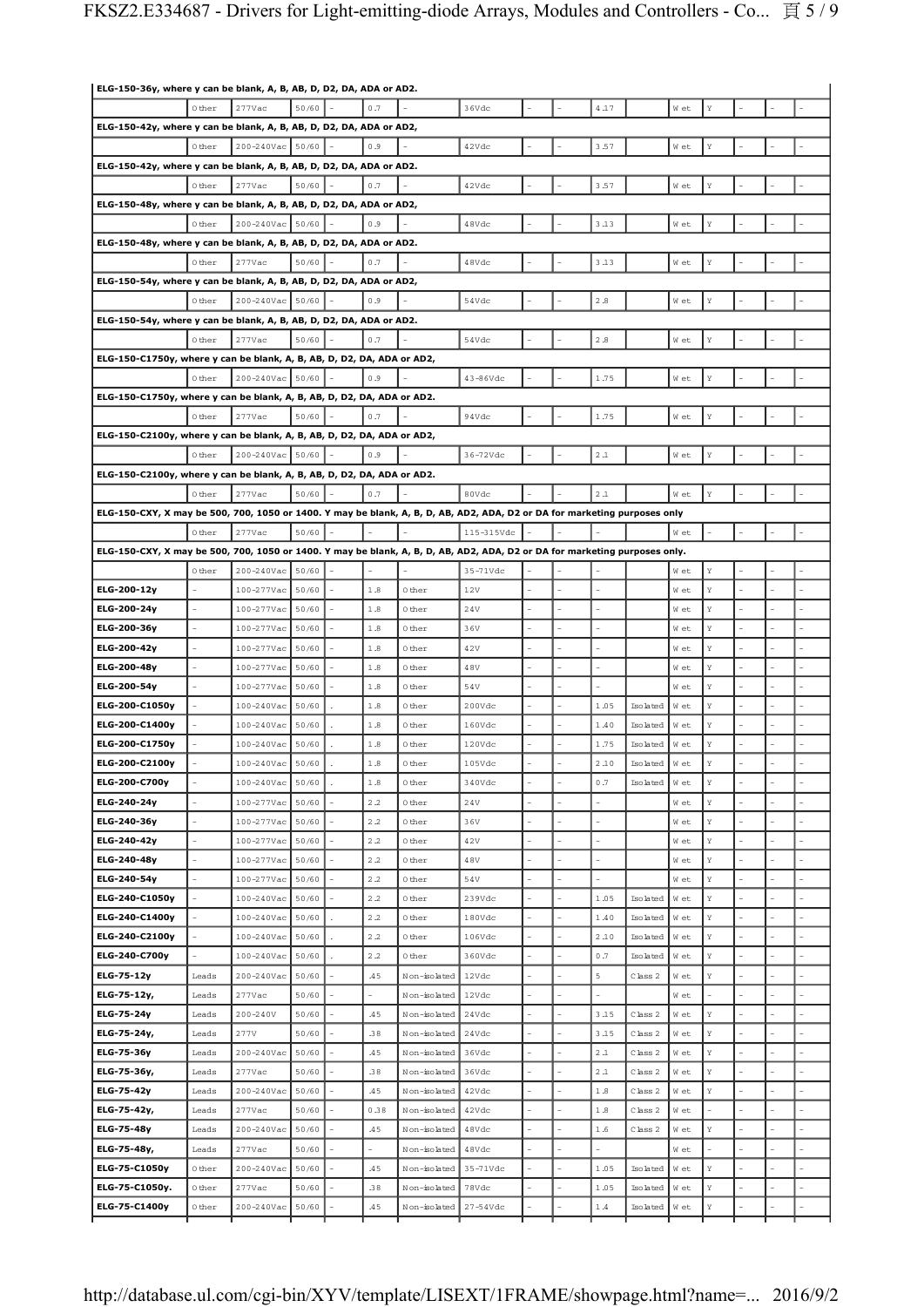| | | | | | | | | | | | | | | | | |
|---|---|---|---|---|---|---|---|---|---|---|---|---|---|---|---|---|
| **ELG-150-36y, where y can be blank, A, B, AB, D, D2, DA, ADA or AD2.** | | | | | | | | | | | | | | | | |
| | Other | 277Vac | 50/60 | - | 0.7 | - | 36Vdc | - | - | 4.17 | | Wet | Y | - | - | - |
| **ELG-150-42y, where y can be blank, A, B, AB, D, D2, DA, ADA or AD2,** | | | | | | | | | | | | | | | | |
| | Other | 200-240Vac | 50/60 | - | 0.9 | - | 42Vdc | - | - | 3.57 | | Wet | Y | - | - | - |
| **ELG-150-42y, where y can be blank, A, B, AB, D, D2, DA, ADA or AD2.** | | | | | | | | | | | | | | | | |
| | Other | 277Vac | 50/60 | - | 0.7 | - | 42Vdc | - | - | 3.57 | | Wet | Y | - | - | - |
| **ELG-150-48y, where y can be blank, A, B, AB, D, D2, DA, ADA or AD2,** | | | | | | | | | | | | | | | | |
| | Other | 200-240Vac | 50/60 | - | 0.9 | - | 48Vdc | - | - | 3.13 | | Wet | Y | - | - | - |
| **ELG-150-48y, where y can be blank, A, B, AB, D, D2, DA, ADA or AD2.** | | | | | | | | | | | | | | | | |
| | Other | 277Vac | 50/60 | - | 0.7 | - | 48Vdc | - | - | 3.13 | | Wet | Y | - | - | - |
| **ELG-150-54y, where y can be blank, A, B, AB, D, D2, DA, ADA or AD2,** | | | | | | | | | | | | | | | | |
| | Other | 200-240Vac | 50/60 | - | 0.9 | - | 54Vdc | - | - | 2.8 | | Wet | Y | - | - | - |
| **ELG-150-54y, where y can be blank, A, B, AB, D, D2, DA, ADA or AD2.** | | | | | | | | | | | | | | | | |
| | Other | 277Vac | 50/60 | - | 0.7 | - | 54Vdc | - | - | 2.8 | | Wet | Y | - | - | - |
| **ELG-150-C1750y, where y can be blank, A, B, AB, D, D2, DA, ADA or AD2,** | | | | | | | | | | | | | | | | |
| | Other | 200-240Vac | 50/60 | - | 0.9 | - | 43-86Vdc | - | - | 1.75 | | Wet | Y | - | - | - |
| **ELG-150-C1750y, where y can be blank, A, B, AB, D, D2, DA, ADA or AD2.** | | | | | | | | | | | | | | | | |
| | Other | 277Vac | 50/60 | - | 0.7 | - | 94Vdc | - | - | 1.75 | | Wet | Y | - | - | - |
| **ELG-150-C2100y, where y can be blank, A, B, AB, D, D2, DA, ADA or AD2,** | | | | | | | | | | | | | | | | |
| | Other | 200-240Vac | 50/60 | - | 0.9 | - | 36-72Vdc | - | - | 2.1 | | Wet | Y | - | - | - |
| **ELG-150-C2100y, where y can be blank, A, B, AB, D, D2, DA, ADA or AD2.** | | | | | | | | | | | | | | | | |
| | Other | 277Vac | 50/60 | - | 0.7 | - | 80Vdc | - | - | 2.1 | | Wet | Y | - | - | - |
| **ELG-150-CXY, X may be 500, 700, 1050 or 1400. Y may be blank, A, B, D, AB, AD2, ADA, D2 or DA for marketing purposes only** | | | | | | | | | | | | | | | | |
| | Other | 277Vac | 50/60 | - | - | - | 115-315Vdc | - | - | - | | Wet | - | - | - | - |
| **ELG-150-CXY, X may be 500, 700, 1050 or 1400. Y may be blank, A, B, D, AB, AD2, ADA, D2 or DA for marketing purposes only.** | | | | | | | | | | | | | | | | |
| | Other | 200-240Vac | 50/60 | - | - | - | 35-71Vdc | - | - | - | | Wet | Y | - | - | - |
| **ELG-200-12y** | - | 100-277Vac | 50/60 | - | 1.8 | Other | 12V | - | - | - | | Wet | Y | - | - | - |
| **ELG-200-24y** | - | 100-277Vac | 50/60 | - | 1.8 | Other | 24V | - | - | - | | Wet | Y | - | - | - |
| **ELG-200-36y** | - | 100-277Vac | 50/60 | - | 1.8 | Other | 36V | - | - | - | | Wet | Y | - | - | - |
| **ELG-200-42y** | - | 100-277Vac | 50/60 | - | 1.8 | Other | 42V | - | - | - | | Wet | Y | - | - | - |
| **ELG-200-48y** | - | 100-277Vac | 50/60 | - | 1.8 | Other | 48V | - | - | - | | Wet | Y | - | - | - |
| **ELG-200-54y** | - | 100-277Vac | 50/60 | - | 1.8 | Other | 54V | - | - | - | | Wet | Y | - | - | - |
| **ELG-200-C1050y** | - | 100-240Vac | 50/60 | . | 1.8 | Other | 200Vdc | - | - | 1.05 | Isolated | Wet | Y | - | - | - |
| **ELG-200-C1400y** | - | 100-240Vac | 50/60 | . | 1.8 | Other | 160Vdc | - | - | 1.40 | Isolated | Wet | Y | - | - | - |
| **ELG-200-C1750y** | - | 100-240Vac | 50/60 | . | 1.8 | Other | 120Vdc | - | - | 1.75 | Isolated | Wet | Y | - | - | - |
| **ELG-200-C2100y** | - | 100-240Vac | 50/60 | . | 1.8 | Other | 105Vdc | - | - | 2.10 | Isolated | Wet | Y | - | - | - |
| **ELG-200-C700y** | - | 100-240Vac | 50/60 | . | 1.8 | Other | 340Vdc | - | - | 0.7 | Isolated | Wet | Y | - | - | - |
| **ELG-240-24y** | - | 100-277Vac | 50/60 | - | 2.2 | Other | 24V | - | - | - | | Wet | Y | - | - | - |
| **ELG-240-36y** | - | 100-277Vac | 50/60 | - | 2.2 | Other | 36V | - | - | - | | Wet | Y | - | - | - |
| **ELG-240-42y** | - | 100-277Vac | 50/60 | - | 2.2 | Other | 42V | - | - | - | | Wet | Y | - | - | - |
| **ELG-240-48y** | - | 100-277Vac | 50/60 | - | 2.2 | Other | 48V | - | - | - | | Wet | Y | - | - | - |
| **ELG-240-54y** | - | 100-277Vac | 50/60 | - | 2.2 | Other | 54V | - | - | - | | Wet | Y | - | - | - |
| **ELG-240-C1050y** | - | 100-240Vac | 50/60 | - | 2.2 | Other | 239Vdc | - | - | 1.05 | Isolated | Wet | Y | - | - | - |
| **ELG-240-C1400y** | - | 100-240Vac | 50/60 | . | 2.2 | Other | 180Vdc | - | - | 1.40 | Isolated | Wet | Y | - | - | - |
| **ELG-240-C2100y** | - | 100-240Vac | 50/60 | . | 2.2 | Other | 106Vdc | - | - | 2.10 | Isolated | Wet | Y | - | - | - |
| **ELG-240-C700y** | - | 100-240Vac | 50/60 | - | 2.2 | Other | 360Vdc | - | - | 0.7 | Isolated | Wet | Y | - | - | - |
| **ELG-75-12y** | Leads | 200-240Vac | 50/60 | - | .45 | Non-isolated | 12Vdc | - | - | 5 | Class 2 | Wet | Y | - | - | - |
| **ELG-75-12y,** | Leads | 277Vac | 50/60 | - | - | Non-isolated | 12Vdc | - | - | - | | Wet | - | - | - | - |
| **ELG-75-24y** | Leads | 200-240V | 50/60 | - | .45 | Non-isolated | 24Vdc | - | - | 3.15 | Class 2 | Wet | Y | - | - | - |
| **ELG-75-24y,** | Leads | 277V | 50/60 | - | .38 | Non-isolated | 24Vdc | - | - | 3.15 | Class 2 | Wet | Y | - | - | - |
| **ELG-75-36y** | Leads | 200-240Vac | 50/60 | - | .45 | Non-isolated | 36Vdc | - | - | 2.1 | Class 2 | Wet | Y | - | - | - |
| **ELG-75-36y,** | Leads | 277Vac | 50/60 | - | .38 | Non-isolated | 36Vdc | - | - | 2.1 | Class 2 | Wet | Y | - | - | - |
| **ELG-75-42y** | Leads | 200-240Vac | 50/60 | - | .45 | Non-isolated | 42Vdc | - | - | 1.8 | Class 2 | Wet | Y | - | - | - |
| **ELG-75-42y,** | Leads | 277Vac | 50/60 | - | 0.38 | Non-isolated | 42Vdc | - | - | 1.8 | Class 2 | Wet | - | - | - | - |
| **ELG-75-48y** | Leads | 200-240Vac | 50/60 | - | .45 | Non-isolated | 48Vdc | - | - | 1.6 | Class 2 | Wet | Y | - | - | - |
| **ELG-75-48y,** | Leads | 277Vac | 50/60 | - | - | Non-isolated | 48Vdc | - | - | - | | Wet | - | - | - | - |
| **ELG-75-C1050y** | Other | 200-240Vac | 50/60 | - | .45 | Non-isolated | 35-71Vdc | - | - | 1.05 | Isolated | Wet | Y | - | - | - |
| **ELG-75-C1050y.** | Other | 277Vac | 50/60 | - | .38 | Non-isolated | 78Vdc | - | - | 1.05 | Isolated | Wet | Y | - | - | - |
| **ELG-75-C1400y** | Other | 200-240Vac | 50/60 | - | .45 | Non-isolated | 27-54Vdc | - | - | 1.4 | Isolated | Wet | Y | - | - | - |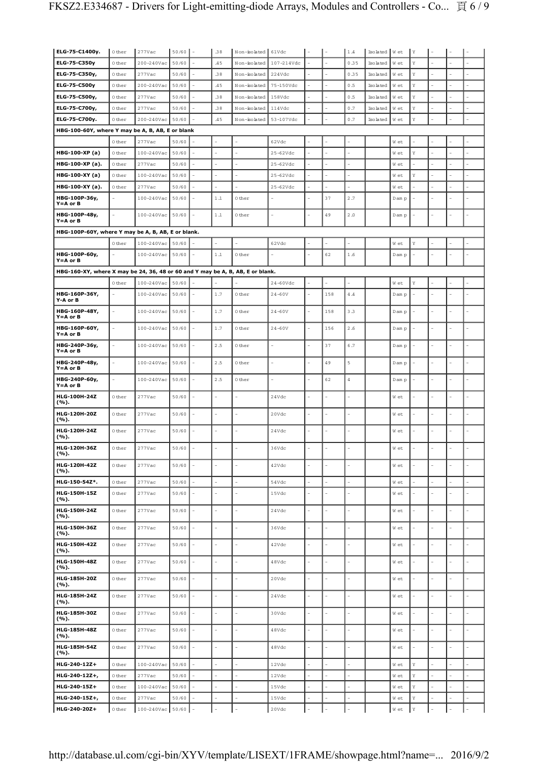| ELG-75-C1400y. | Other | 277Vac | 50/60 | - | .38 | Non-isolated | 61Vdc | - | - | 1.4 | Isolated | Wet | Y | - | - | - |
|---|---|---|---|---|---|---|---|---|---|---|---|---|---|---|---|---|
| ELG-75-C350y | Other | 200-240Vac | 50/60 | - | .45 | Non-isolated | 107-214Vdc | - | - | 0.35 | Isolated | Wet | Y | - | - | - |
| ELG-75-C350y, | Other | 277Vac | 50/60 | - | .38 | Non-isolated | 224Vdc | - | - | 0.35 | Isolated | Wet | Y | - | - | - |
| ELG-75-C500y | Other | 200-240Vac | 50/60 | - | .45 | Non-isolated | 75-150Vdc | - | - | 0.5 | Isolated | Wet | Y | - | - | - |
| ELG-75-C500y, | Other | 277Vac | 50/60 | - | .38 | Non-isolated | 158Vdc | - | - | 0.5 | Isolated | Wet | Y | - | - | - |
| ELG-75-C700y, | Other | 277Vac | 50/60 | - | .38 | Non-isolated | 114Vdc | - | - | 0.7 | Isolated | Wet | Y | - | - | - |
| ELG-75-C700y. | Other | 200-240Vac | 50/60 | - | .45 | Non-isolated | 53-107Vdc | - | - | 0.7 | Isolated | Wet | Y | - | - | - |
| **HBG-100-60Y, where Y may be A, B, AB, E or blank** | | | | | | | | | | | | | | | | |
| | Other | 277Vac | 50/60 | - | - | - | 62Vdc | - | - | - | | Wet | - | - | - | - |
| HBG-100-XP (a) | Other | 100-240Vac | 50/60 | - | - | - | 25-62Vdc | - | - | - | | Wet | Y | - | - | - |
| HBG-100-XP (a). | Other | 277Vac | 50/60 | - | - | - | 25-62Vdc | - | - | - | | Wet | - | - | - | - |
| HBG-100-XY (a) | Other | 100-240Vac | 50/60 | - | - | - | 25-62Vdc | - | - | - | | Wet | Y | - | - | - |
| HBG-100-XY (a). | Other | 277Vac | 50/60 | - | - | - | 25-62Vdc | - | - | - | | Wet | - | - | - | - |
| HBG-100P-36y, Y=A or B | - | 100-240Vac | 50/60 | - | 1.1 | Other | - | - | 37 | 2.7 | | Damp | - | - | - | - |
| HBG-100P-48y, Y=A or B | - | 100-240Vac | 50/60 | - | 1.1 | Other | - | - | 49 | 2.0 | | Damp | - | - | - | - |
| **HBG-100P-60Y, where Y may be A, B, AB, E or blank.** | | | | | | | | | | | | | | | | |
| | Other | 100-240Vac | 50/60 | - | - | - | 62Vdc | - | - | - | | Wet | Y | - | - | - |
| HBG-100P-60y, Y=A or B | - | 100-240Vac | 50/60 | - | 1.1 | Other | - | - | 62 | 1.6 | | Damp | - | - | - | - |
| **HBG-160-XY, where X may be 24, 36, 48 or 60 and Y may be A, B, AB, E or blank.** | | | | | | | | | | | | | | | | |
| | Other | 100-240Vac | 50/60 | - | - | - | 24-60Vdc | - | - | - | | Wet | Y | - | - | - |
| HBG-160P-36Y, Y-A or B | - | 100-240Vac | 50/60 | - | 1.7 | Other | 24-60V | - | 158 | 4.4 | | Damp | - | - | - | - |
| HBG-160P-48Y, Y=A or B | - | 100-240Vac | 50/60 | - | 1.7 | Other | 24-60V | - | 158 | 3.3 | | Damp | - | - | - | - |
| HBG-160P-60Y, Y=A or B | - | 100-240Vac | 50/60 | - | 1.7 | Other | 24-60V | - | 156 | 2.6 | | Damp | - | - | - | - |
| HBG-240P-36y, Y=A or B | - | 100-240Vac | 50/60 | - | 2.5 | Other | - | - | 37 | 6.7 | | Damp | - | - | - | - |
| HBG-240P-48y, Y=A or B | - | 100-240Vac | 50/60 | - | 2.5 | Other | - | - | 49 | 5 | | Damp | - | - | - | - |
| HBG-240P-60y, Y=A or B | - | 100-240Vac | 50/60 | - | 2.5 | Other | - | - | 62 | 4 | | Damp | - | - | - | - |
| HLG-100H-24Z (%). | Other | 277Vac | 50/60 | - | - | - | 24Vdc | - | - | - | | Wet | - | - | - | - |
| HLG-120H-20Z (%). | Other | 277Vac | 50/60 | - | - | - | 20Vdc | - | - | - | | Wet | - | - | - | - |
| HLG-120H-24Z (%). | Other | 277Vac | 50/60 | - | - | - | 24Vdc | - | - | - | | Wet | - | - | - | - |
| HLG-120H-36Z (%). | Other | 277Vac | 50/60 | - | - | - | 36Vdc | - | - | - | | Wet | - | - | - | - |
| HLG-120H-42Z (%). | Other | 277Vac | 50/60 | - | - | - | 42Vdc | - | - | - | | Wet | - | - | - | - |
| HLG-150-54Z*. | Other | 277Vac | 50/60 | - | - | - | 54Vdc | - | - | - | | Wet | - | - | - | - |
| HLG-150H-15Z (%). | Other | 277Vac | 50/60 | - | - | - | 15Vdc | - | - | - | | Wet | - | - | - | - |
| HLG-150H-24Z (%). | Other | 277Vac | 50/60 | - | - | - | 24Vdc | - | - | - | | Wet | - | - | - | - |
| HLG-150H-36Z (%). | Other | 277Vac | 50/60 | - | - | - | 36Vdc | - | - | - | | Wet | - | - | - | - |
| HLG-150H-42Z (%). | Other | 277Vac | 50/60 | - | - | - | 42Vdc | - | - | - | | Wet | - | - | - | - |
| HLG-150H-48Z (%). | Other | 277Vac | 50/60 | - | - | - | 48Vdc | - | - | - | | Wet | - | - | - | - |
| HLG-185H-20Z (%). | Other | 277Vac | 50/60 | - | - | - | 20Vdc | - | - | - | | Wet | - | - | - | - |
| HLG-185H-24Z (%). | Other | 277Vac | 50/60 | - | - | - | 24Vdc | - | - | - | | Wet | - | - | - | - |
| HLG-185H-30Z (%). | Other | 277Vac | 50/60 | - | - | - | 30Vdc | - | - | - | | Wet | - | - | - | - |
| HLG-185H-48Z (%). | Other | 277Vac | 50/60 | - | - | - | 48Vdc | - | - | - | | Wet | - | - | - | - |
| HLG-185H-54Z (%). | Other | 277Vac | 50/60 | - | - | - | 48Vdc | - | - | - | | Wet | - | - | - | - |
| HLG-240-12Z+ | Other | 100-240Vac | 50/60 | - | - | - | 12Vdc | - | - | - | | Wet | Y | - | - | - |
| HLG-240-12Z+, | Other | 277Vac | 50/60 | - | - | - | 12Vdc | - | - | - | | Wet | Y | - | - | - |
| HLG-240-15Z+ | Other | 100-240Vac | 50/60 | - | - | - | 15Vdc | - | - | - | | Wet | Y | - | - | - |
| HLG-240-15Z+, | Other | 277Vac | 50/60 | - | - | - | 15Vdc | - | - | - | | Wet | Y | - | - | - |
| HLG-240-20Z+ | Other | 100-240Vac | 50/60 | - | - | - | 20Vdc | - | - | - | | Wet | Y | - | - | - |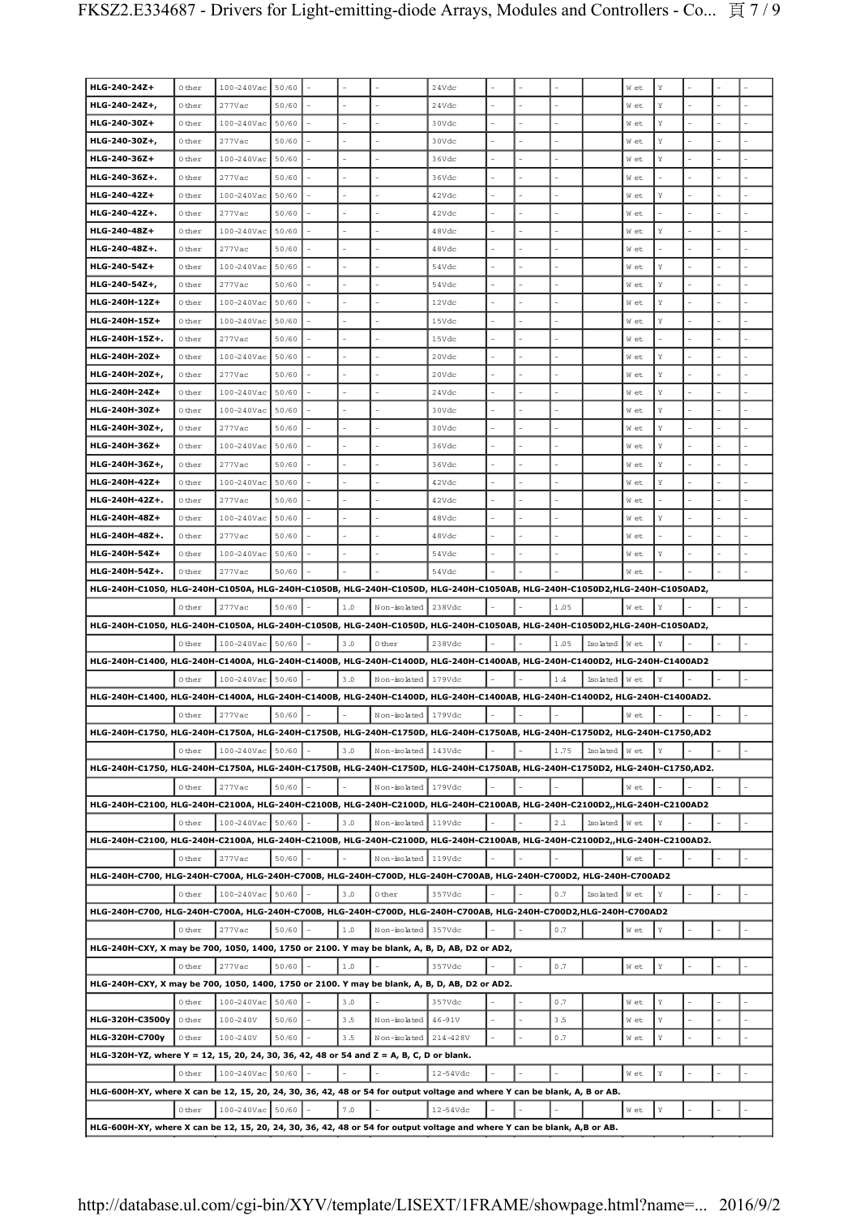| | | | | | | | | | | | | | | | | |
|---|---|---|---|---|---|---|---|---|---|---|---|---|---|---|---|---|
| **HLG-240-24Z+** | Other | 100-240Vac | 50/60 | - | - | - | 24Vdc | - | - | - | | Wet | Y | - | - | - |
| **HLG-240-24Z+,** | Other | 277Vac | 50/60 | - | - | - | 24Vdc | - | - | - | | Wet | Y | - | - | - |
| **HLG-240-30Z+** | Other | 100-240Vac | 50/60 | - | - | - | 30Vdc | - | - | - | | Wet | Y | - | - | - |
| **HLG-240-30Z+,** | Other | 277Vac | 50/60 | - | - | - | 30Vdc | - | - | - | | Wet | Y | - | - | - |
| **HLG-240-36Z+** | Other | 100-240Vac | 50/60 | - | - | - | 36Vdc | - | - | - | | Wet | Y | - | - | - |
| **HLG-240-36Z+.** | Other | 277Vac | 50/60 | - | - | - | 36Vdc | - | - | - | | Wet | - | - | - | - |
| **HLG-240-42Z+** | Other | 100-240Vac | 50/60 | - | - | - | 42Vdc | - | - | - | | Wet | Y | - | - | - |
| **HLG-240-42Z+.** | Other | 277Vac | 50/60 | - | - | - | 42Vdc | - | - | - | | Wet | - | - | - | - |
| **HLG-240-48Z+** | Other | 100-240Vac | 50/60 | - | - | - | 48Vdc | - | - | - | | Wet | Y | - | - | - |
| **HLG-240-48Z+.** | Other | 277Vac | 50/60 | - | - | - | 48Vdc | - | - | - | | Wet | - | - | - | - |
| **HLG-240-54Z+** | Other | 100-240Vac | 50/60 | - | - | - | 54Vdc | - | - | - | | Wet | Y | - | - | - |
| **HLG-240-54Z+,** | Other | 277Vac | 50/60 | - | - | - | 54Vdc | - | - | - | | Wet | Y | - | - | - |
| **HLG-240H-12Z+** | Other | 100-240Vac | 50/60 | - | - | - | 12Vdc | - | - | - | | Wet | Y | - | - | - |
| **HLG-240H-15Z+** | Other | 100-240Vac | 50/60 | - | - | - | 15Vdc | - | - | - | | Wet | Y | - | - | - |
| **HLG-240H-15Z+.** | Other | 277Vac | 50/60 | - | - | - | 15Vdc | - | - | - | | Wet | - | - | - | - |
| **HLG-240H-20Z+** | Other | 100-240Vac | 50/60 | - | - | - | 20Vdc | - | - | - | | Wet | Y | - | - | - |
| **HLG-240H-20Z+,** | Other | 277Vac | 50/60 | - | - | - | 20Vdc | - | - | - | | Wet | Y | - | - | - |
| **HLG-240H-24Z+** | Other | 100-240Vac | 50/60 | - | - | - | 24Vdc | - | - | - | | Wet | Y | - | - | - |
| **HLG-240H-30Z+** | Other | 100-240Vac | 50/60 | - | - | - | 30Vdc | - | - | - | | Wet | Y | - | - | - |
| **HLG-240H-30Z+,** | Other | 277Vac | 50/60 | - | - | - | 30Vdc | - | - | - | | Wet | Y | - | - | - |
| **HLG-240H-36Z+** | Other | 100-240Vac | 50/60 | - | - | - | 36Vdc | - | - | - | | Wet | Y | - | - | - |
| **HLG-240H-36Z+,** | Other | 277Vac | 50/60 | - | - | - | 36Vdc | - | - | - | | Wet | Y | - | - | - |
| **HLG-240H-42Z+** | Other | 100-240Vac | 50/60 | - | - | - | 42Vdc | - | - | - | | Wet | Y | - | - | - |
| **HLG-240H-42Z+.** | Other | 277Vac | 50/60 | - | - | - | 42Vdc | - | - | - | | Wet | - | - | - | - |
| **HLG-240H-48Z+** | Other | 100-240Vac | 50/60 | - | - | - | 48Vdc | - | - | - | | Wet | Y | - | - | - |
| **HLG-240H-48Z+.** | Other | 277Vac | 50/60 | - | - | - | 48Vdc | - | - | - | | Wet | - | - | - | - |
| **HLG-240H-54Z+** | Other | 100-240Vac | 50/60 | - | - | - | 54Vdc | - | - | - | | Wet | Y | - | - | - |
| **HLG-240H-54Z+.** | Other | 277Vac | 50/60 | - | - | - | 54Vdc | - | - | - | | Wet | - | - | - | - |
| **HLG-240H-C1050, HLG-240H-C1050A, HLG-240H-C1050B, HLG-240H-C1050D, HLG-240H-C1050AB, HLG-240H-C1050D2,HLG-240H-C1050AD2,** | | | | | | | | | | | | | | | | |
| | Other | 277Vac | 50/60 | - | 1.0 | Non-isolated | 238Vdc | - | - | 1.05 | | Wet | Y | - | - | - |
| **HLG-240H-C1050, HLG-240H-C1050A, HLG-240H-C1050B, HLG-240H-C1050D, HLG-240H-C1050AB, HLG-240H-C1050D2,HLG-240H-C1050AD2,** | | | | | | | | | | | | | | | | |
| | Other | 100-240Vac | 50/60 | - | 3.0 | Other | 238Vdc | - | - | 1.05 | Isolated | Wet | Y | - | - | - |
| **HLG-240H-C1400, HLG-240H-C1400A, HLG-240H-C1400B, HLG-240H-C1400D, HLG-240H-C1400AB, HLG-240H-C1400D2, HLG-240H-C1400AD2** | | | | | | | | | | | | | | | | |
| | Other | 100-240Vac | 50/60 | - | 3.0 | Non-isolated | 179Vdc | - | - | 1.4 | Isolated | Wet | Y | - | - | - |
| **HLG-240H-C1400, HLG-240H-C1400A, HLG-240H-C1400B, HLG-240H-C1400D, HLG-240H-C1400AB, HLG-240H-C1400D2, HLG-240H-C1400AD2.** | | | | | | | | | | | | | | | | |
| | Other | 277Vac | 50/60 | - | - | Non-isolated | 179Vdc | - | - | - | | Wet | - | - | - | - |
| **HLG-240H-C1750, HLG-240H-C1750A, HLG-240H-C1750B, HLG-240H-C1750D, HLG-240H-C1750AB, HLG-240H-C1750D2, HLG-240H-C1750,AD2** | | | | | | | | | | | | | | | | |
| | Other | 100-240Vac | 50/60 | - | 3.0 | Non-isolated | 143Vdc | - | - | 1.75 | Isolated | Wet | Y | - | - | - |
| **HLG-240H-C1750, HLG-240H-C1750A, HLG-240H-C1750B, HLG-240H-C1750D, HLG-240H-C1750AB, HLG-240H-C1750D2, HLG-240H-C1750,AD2.** | | | | | | | | | | | | | | | | |
| | Other | 277Vac | 50/60 | - | - | Non-isolated | 179Vdc | - | - | - | | Wet | - | - | - | - |
| **HLG-240H-C2100, HLG-240H-C2100A, HLG-240H-C2100B, HLG-240H-C2100D, HLG-240H-C2100AB, HLG-240H-C2100D2,,HLG-240H-C2100AD2** | | | | | | | | | | | | | | | | |
| | Other | 100-240Vac | 50/60 | - | 3.0 | Non-isolated | 119Vdc | - | - | 2.1 | Isolated | Wet | Y | - | - | - |
| **HLG-240H-C2100, HLG-240H-C2100A, HLG-240H-C2100B, HLG-240H-C2100D, HLG-240H-C2100AB, HLG-240H-C2100D2,,HLG-240H-C2100AD2.** | | | | | | | | | | | | | | | | |
| | Other | 277Vac | 50/60 | - | - | Non-isolated | 119Vdc | - | - | - | | Wet | - | - | - | - |
| **HLG-240H-C700, HLG-240H-C700A, HLG-240H-C700B, HLG-240H-C700D, HLG-240H-C700AB, HLG-240H-C700D2, HLG-240H-C700AD2** | | | | | | | | | | | | | | | | |
| | Other | 100-240Vac | 50/60 | - | 3.0 | Other | 357Vdc | - | - | 0.7 | Isolated | Wet | Y | - | - | - |
| **HLG-240H-C700, HLG-240H-C700A, HLG-240H-C700B, HLG-240H-C700D, HLG-240H-C700AB, HLG-240H-C700D2,HLG-240H-C700AD2** | | | | | | | | | | | | | | | | |
| | Other | 277Vac | 50/60 | - | 1.0 | Non-isolated | 357Vdc | - | - | 0.7 | | Wet | Y | - | - | - |
| **HLG-240H-CXY, X may be 700, 1050, 1400, 1750 or 2100. Y may be blank, A, B, D, AB, D2 or AD2,** | | | | | | | | | | | | | | | | |
| | Other | 277Vac | 50/60 | - | 1.0 | - | 357Vdc | - | - | 0.7 | | Wet | Y | - | - | - |
| **HLG-240H-CXY, X may be 700, 1050, 1400, 1750 or 2100. Y may be blank, A, B, D, AB, D2 or AD2.** | | | | | | | | | | | | | | | | |
| | Other | 100-240Vac | 50/60 | - | 3.0 | - | 357Vdc | - | - | 0.7 | | Wet | Y | - | - | - |
| **HLG-320H-C3500y** | Other | 100-240V | 50/60 | - | 3.5 | Non-isolated | 46-91V | - | - | 3.5 | | Wet | Y | - | - | - |
| **HLG-320H-C700y** | Other | 100-240V | 50/60 | - | 3.5 | Non-isolated | 214-428V | - | - | 0.7 | | Wet | Y | - | - | - |
| **HLG-320H-YZ, where Y = 12, 15, 20, 24, 30, 36, 42, 48 or 54 and Z = A, B, C, D or blank.** | | | | | | | | | | | | | | | | |
| | Other | 100-240Vac | 50/60 | - | - | - | 12-54Vdc | - | - | - | | Wet | Y | - | - | - |
| **HLG-600H-XY, where X can be 12, 15, 20, 24, 30, 36, 42, 48 or 54 for output voltage and where Y can be blank, A, B or AB.** | | | | | | | | | | | | | | | | |
| | Other | 100-240Vac | 50/60 | - | 7.0 | - | 12-54Vdc | - | - | - | | Wet | Y | - | - | - |
| **HLG-600H-XY, where X can be 12, 15, 20, 24, 30, 36, 42, 48 or 54 for output voltage and where Y can be blank, A,B or AB.** | | | | | | | | | | | | | | | | |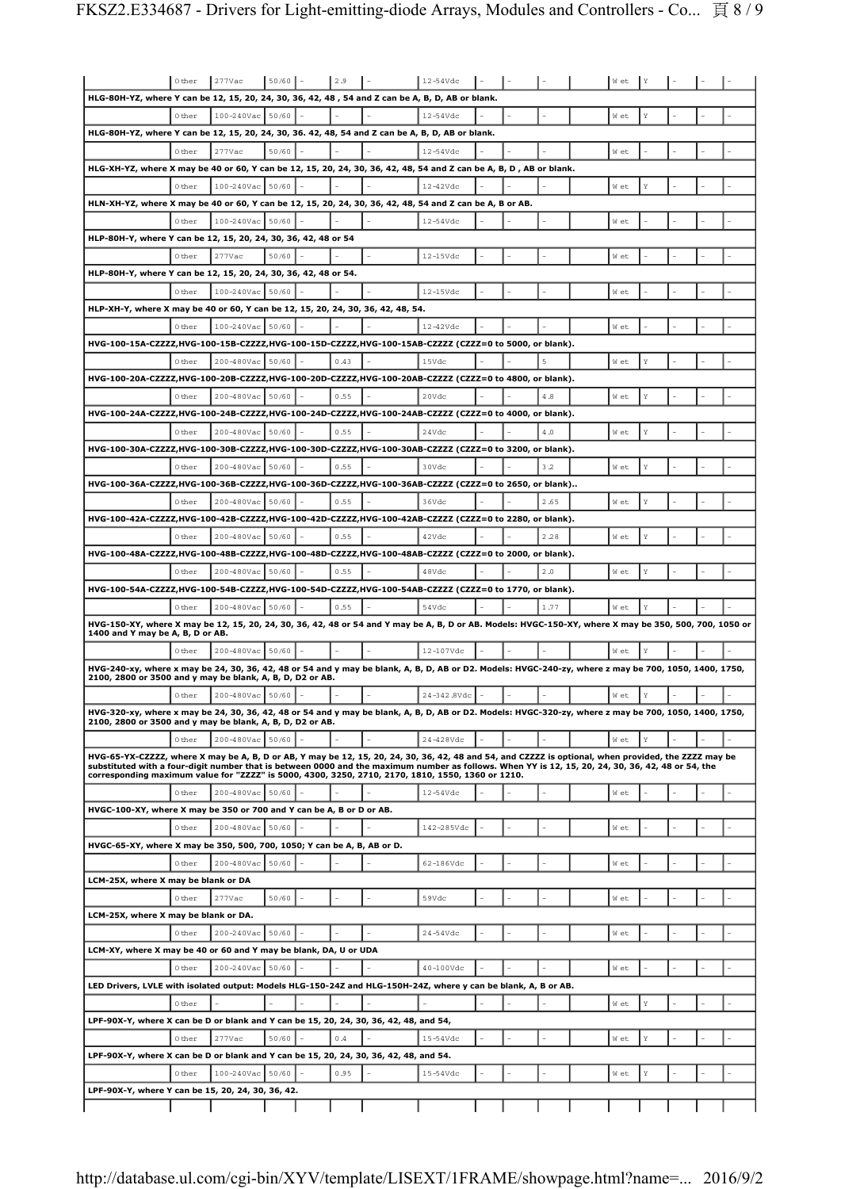| | | | | | | | | | | | | | | | | |
|---|---|---|---|---|---|---|---|---|---|---|---|---|---|---|---|---|
| | Other | 277Vac | 50/60 | - | 2.9 | - | 12-54Vdc | - | - | - | | Wet | Y | - | - | - |
| **HLG-80H-YZ, where Y can be 12, 15, 20, 24, 30, 36, 42, 48 , 54 and Z can be A, B, D, AB or blank.** | | | | | | | | | | | | | | | | |
| | Other | 100-240Vac | 50/60 | - | - | - | 12-54Vdc | - | - | - | | Wet | Y | - | - | - |
| **HLG-80H-YZ, where Y can be 12, 15, 20, 24, 30, 36. 42, 48, 54 and Z can be A, B, D, AB or blank.** | | | | | | | | | | | | | | | | |
| | Other | 277Vac | 50/60 | - | - | - | 12-54Vdc | - | - | - | | Wet | - | - | - | - |
| **HLG-XH-YZ, where X may be 40 or 60, Y can be 12, 15, 20, 24, 30, 36, 42, 48, 54 and Z can be A, B, D , AB or blank.** | | | | | | | | | | | | | | | | |
| | Other | 100-240Vac | 50/60 | - | - | - | 12-42Vdc | - | - | - | | Wet | Y | - | - | - |
| **HLN-XH-YZ, where X may be 40 or 60, Y can be 12, 15, 20, 24, 30, 36, 42, 48, 54 and Z can be A, B or AB.** | | | | | | | | | | | | | | | | |
| | Other | 100-240Vac | 50/60 | - | - | - | 12-54Vdc | - | - | - | | Wet | - | - | - | - |
| **HLP-80H-Y, where Y can be 12, 15, 20, 24, 30, 36, 42, 48 or 54** | | | | | | | | | | | | | | | | |
| | Other | 277Vac | 50/60 | - | - | - | 12-15Vdc | - | - | - | | Wet | - | - | - | - |
| **HLP-80H-Y, where Y can be 12, 15, 20, 24, 30, 36, 42, 48 or 54.** | | | | | | | | | | | | | | | | |
| | Other | 100-240Vac | 50/60 | - | - | - | 12-15Vdc | - | - | - | | Wet | - | - | - | - |
| **HLP-XH-Y, where X may be 40 or 60, Y can be 12, 15, 20, 24, 30, 36, 42, 48, 54.** | | | | | | | | | | | | | | | | |
| | Other | 100-240Vac | 50/60 | - | - | - | 12-42Vdc | - | - | - | | Wet | - | - | - | - |
| **HVG-100-15A-CZZZZ,HVG-100-15B-CZZZZ,HVG-100-15D-CZZZZ,HVG-100-15AB-CZZZZ (CZZZ=0 to 5000, or blank).** | | | | | | | | | | | | | | | | |
| | Other | 200-480Vac | 50/60 | - | 0.43 | - | 15Vdc | - | - | 5 | | Wet | Y | - | - | - |
| **HVG-100-20A-CZZZZ,HVG-100-20B-CZZZZ,HVG-100-20D-CZZZZ,HVG-100-20AB-CZZZZ (CZZZ=0 to 4800, or blank).** | | | | | | | | | | | | | | | | |
| | Other | 200-480Vac | 50/60 | - | 0.55 | - | 20Vdc | - | - | 4.8 | | Wet | Y | - | - | - |
| **HVG-100-24A-CZZZZ,HVG-100-24B-CZZZZ,HVG-100-24D-CZZZZ,HVG-100-24AB-CZZZZ (CZZZ=0 to 4000, or blank).** | | | | | | | | | | | | | | | | |
| | Other | 200-480Vac | 50/60 | - | 0.55 | - | 24Vdc | - | - | 4.0 | | Wet | Y | - | - | - |
| **HVG-100-30A-CZZZZ,HVG-100-30B-CZZZZ,HVG-100-30D-CZZZZ,HVG-100-30AB-CZZZZ (CZZZ=0 to 3200, or blank).** | | | | | | | | | | | | | | | | |
| | Other | 200-480Vac | 50/60 | - | 0.55 | - | 30Vdc | - | - | 3.2 | | Wet | Y | - | - | - |
| **HVG-100-36A-CZZZZ,HVG-100-36B-CZZZZ,HVG-100-36D-CZZZZ,HVG-100-36AB-CZZZZ (CZZZ=0 to 2650, or blank)..** | | | | | | | | | | | | | | | | |
| | Other | 200-480Vac | 50/60 | - | 0.55 | - | 36Vdc | - | - | 2.65 | | Wet | Y | - | - | - |
| **HVG-100-42A-CZZZZ,HVG-100-42B-CZZZZ,HVG-100-42D-CZZZZ,HVG-100-42AB-CZZZZ (CZZZ=0 to 2280, or blank).** | | | | | | | | | | | | | | | | |
| | Other | 200-480Vac | 50/60 | - | 0.55 | - | 42Vdc | - | - | 2.28 | | Wet | Y | - | - | - |
| **HVG-100-48A-CZZZZ,HVG-100-48B-CZZZZ,HVG-100-48D-CZZZZ,HVG-100-48AB-CZZZZ (CZZZ=0 to 2000, or blank).** | | | | | | | | | | | | | | | | |
| | Other | 200-480Vac | 50/60 | - | 0.55 | - | 48Vdc | - | - | 2.0 | | Wet | Y | - | - | - |
| **HVG-100-54A-CZZZZ,HVG-100-54B-CZZZZ,HVG-100-54D-CZZZZ,HVG-100-54AB-CZZZZ (CZZZ=0 to 1770, or blank).** | | | | | | | | | | | | | | | | |
| | Other | 200-480Vac | 50/60 | - | 0.55 | - | 54Vdc | - | - | 1.77 | | Wet | Y | - | - | - |
| **HVG-150-XY, where X may be 12, 15, 20, 24, 30, 36, 42, 48 or 54 and Y may be A, B, D or AB. Models: HVGC-150-XY, where X may be 350, 500, 700, 1050 or 1400 and Y may be A, B, D or AB.** | | | | | | | | | | | | | | | | |
| | Other | 200-480Vac | 50/60 | - | - | - | 12-107Vdc | - | - | - | | Wet | Y | - | - | - |
| **HVG-240-xy, where x may be 24, 30, 36, 42, 48 or 54 and y may be blank, A, B, D, AB or D2. Models: HVGC-240-zy, where z may be 700, 1050, 1400, 1750, 2100, 2800 or 3500 and y may be blank, A, B, D, D2 or AB.** | | | | | | | | | | | | | | | | |
| | Other | 200-480Vac | 50/60 | - | - | - | 24-342.8Vdc | - | - | - | | Wet | Y | - | - | - |
| **HVG-320-xy, where x may be 24, 30, 36, 42, 48 or 54 and y may be blank, A, B, D, AB or D2. Models: HVGC-320-zy, where z may be 700, 1050, 1400, 1750, 2100, 2800 or 3500 and y may be blank, A, B, D, D2 or AB.** | | | | | | | | | | | | | | | | |
| | Other | 200-480Vac | 50/60 | - | - | - | 24-428Vdc | - | - | - | | Wet | Y | - | - | - |
| **HVG-65-YX-CZZZZ, where X may be A, B, D or AB, Y may be 12, 15, 20, 24, 30, 36, 42, 48 and 54, and CZZZZ is optional, when provided, the ZZZZ may be substituted with a four-digit number that is between 0000 and the maximum number as follows. When YY is 12, 15, 20, 24, 30, 36, 42, 48 or 54, the corresponding maximum value for "ZZZZ" is 5000, 4300, 3250, 2710, 2170, 1810, 1550, 1360 or 1210.** | | | | | | | | | | | | | | | | |
| | Other | 200-480Vac | 50/60 | - | - | - | 12-54Vdc | - | - | - | | Wet | - | - | - | - |
| **HVGC-100-XY, where X may be 350 or 700 and Y can be A, B or D or AB.** | | | | | | | | | | | | | | | | |
| | Other | 200-480Vac | 50/60 | - | - | - | 142-285Vdc | - | - | - | | Wet | - | - | - | - |
| **HVGC-65-XY, where X may be 350, 500, 700, 1050; Y can be A, B, AB or D.** | | | | | | | | | | | | | | | | |
| | Other | 200-480Vac | 50/60 | - | - | - | 62-186Vdc | - | - | - | | Wet | - | - | - | - |
| **LCM-25X, where X may be blank or DA** | | | | | | | | | | | | | | | | |
| | Other | 277Vac | 50/60 | - | - | - | 59Vdc | - | - | - | | Wet | - | - | - | - |
| **LCM-25X, where X may be blank or DA.** | | | | | | | | | | | | | | | | |
| | Other | 200-240Vac | 50/60 | - | - | - | 24-54Vdc | - | - | - | | Wet | - | - | - | - |
| **LCM-XY, where X may be 40 or 60 and Y may be blank, DA, U or UDA** | | | | | | | | | | | | | | | | |
| | Other | 200-240Vac | 50/60 | - | - | - | 40-100Vdc | - | - | - | | Wet | - | - | - | - |
| **LED Drivers, LVLE with isolated output: Models HLG-150-24Z and HLG-150H-24Z, where y can be blank, A, B or AB.** | | | | | | | | | | | | | | | | |
| | Other | - | - | - | - | - | - | - | - | - | | Wet | Y | - | - | - |
| **LPF-90X-Y, where X can be D or blank and Y can be 15, 20, 24, 30, 36, 42, 48, and 54,** | | | | | | | | | | | | | | | | |
| | Other | 277Vac | 50/60 | - | 0.4 | - | 15-54Vdc | - | - | - | | Wet | Y | - | - | - |
| **LPF-90X-Y, where X can be D or blank and Y can be 15, 20, 24, 30, 36, 42, 48, and 54.** | | | | | | | | | | | | | | | | |
| | Other | 100-240Vac | 50/60 | - | 0.95 | - | 15-54Vdc | - | - | - | | Wet | Y | - | - | - |
| **LPF-90X-Y, where Y can be 15, 20, 24, 30, 36, 42.** | | | | | | | | | | | | | | | | |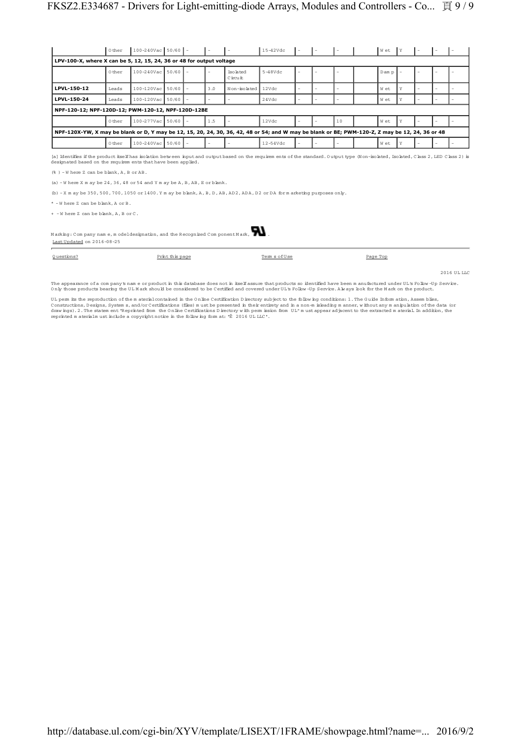| | | | | | | | | | | | | | | | | |
|---|---|---|---|---|---|---|---|---|---|---|---|---|---|---|---|---|
| | Other | 100-240Vac | 50/60 | - | - | - | 15-42Vdc | - | - | - | | Wet | Y | - | - | - |
| **LPV-100-X, where X can be 5, 12, 15, 24, 36 or 48 for output voltage** | | | | | | | | | | | | | | | | |
| | Other | 100-240Vac | 50/60 | - | - | Isolated Circuit | 5-48Vdc | - | - | - | | Damp | - | - | - | - |
| **LPVL-150-12** | Leads | 100-120Vac | 50/60 | - | 3.0 | Non-isolated | 12Vdc | - | - | - | | Wet | Y | - | - | - |
| **LPVL-150-24** | Leads | 100-120Vac | 50/60 | - | - | - | 24Vdc | - | - | - | | Wet | Y | - | - | - |
| **NPF-120-12; NPF-120D-12; PWM-120-12, NPF-120D-12BE** | | | | | | | | | | | | | | | | |
| | Other | 100-277Vac | 50/60 | - | 1.5 | - | 12Vdc | - | - | 10 | | Wet | Y | - | - | - |
| **NPF-120X-YW, X may be blank or D, Y may be 12, 15, 20, 24, 30, 36, 42, 48 or 54; and W may be blank or BE; PWM-120-Z, Z may be 12, 24, 36 or 48** | | | | | | | | | | | | | | | | |
| | Other | 100-240Vac | 50/60 | - | - | - | 12-54Vdc | - | - | - | | Wet | Y | - | - | - |

[a] Identifies if the product itself has isolation between input and output based on the requirements of the standard. Output type (Non-isolated, Isolated, Class 2, LED Class 2) is designated based on the requirements that have been applied.

(%) - Where Z can be blank, A, B or AB.

(a) - Where X may be 24, 36, 48 or 54 and Y may be A, B, AB, E or blank.

(b) - X may be 350, 500, 700, 1050 or 1400. Y may be blank, A, B, D, AB, AD2, ADA, D2 or DA for marketing purposes only.

* - Where Z can be blank, A or B.

+ - Where Z can be blank, A, B or C.

Marking: Company name, model designation, and the Recognized Component Mark.

Last Updated on 2016-08-25

Questions? | Print this page | Terms of Use | Page Top

2016 UL LLC

The appearance of a company's name or product in this database does not in itself assure that products so identified have been manufactured under UL's Follow-Up Service. Only those products bearing the UL Mark should be considered to be Certified and covered under UL's Follow-Up Service. Always look for the Mark on the product.

UL permits the reproduction of the material contained in the Online Certification Directory subject to the following conditions: 1. The Guide Information, Assemblies, Constructions, Designs, Systems, and/or Certifications (files) must be presented in their entirety and in a non-misleading manner, without any manipulation of the data (or drawings). 2. The statement "Reprinted from the Online Certifications Directory with permission from UL" must appear adjacent to the extracted material. In addition, the reprinted material must include a copyright notice in the following format: "© 2016 UL LLC".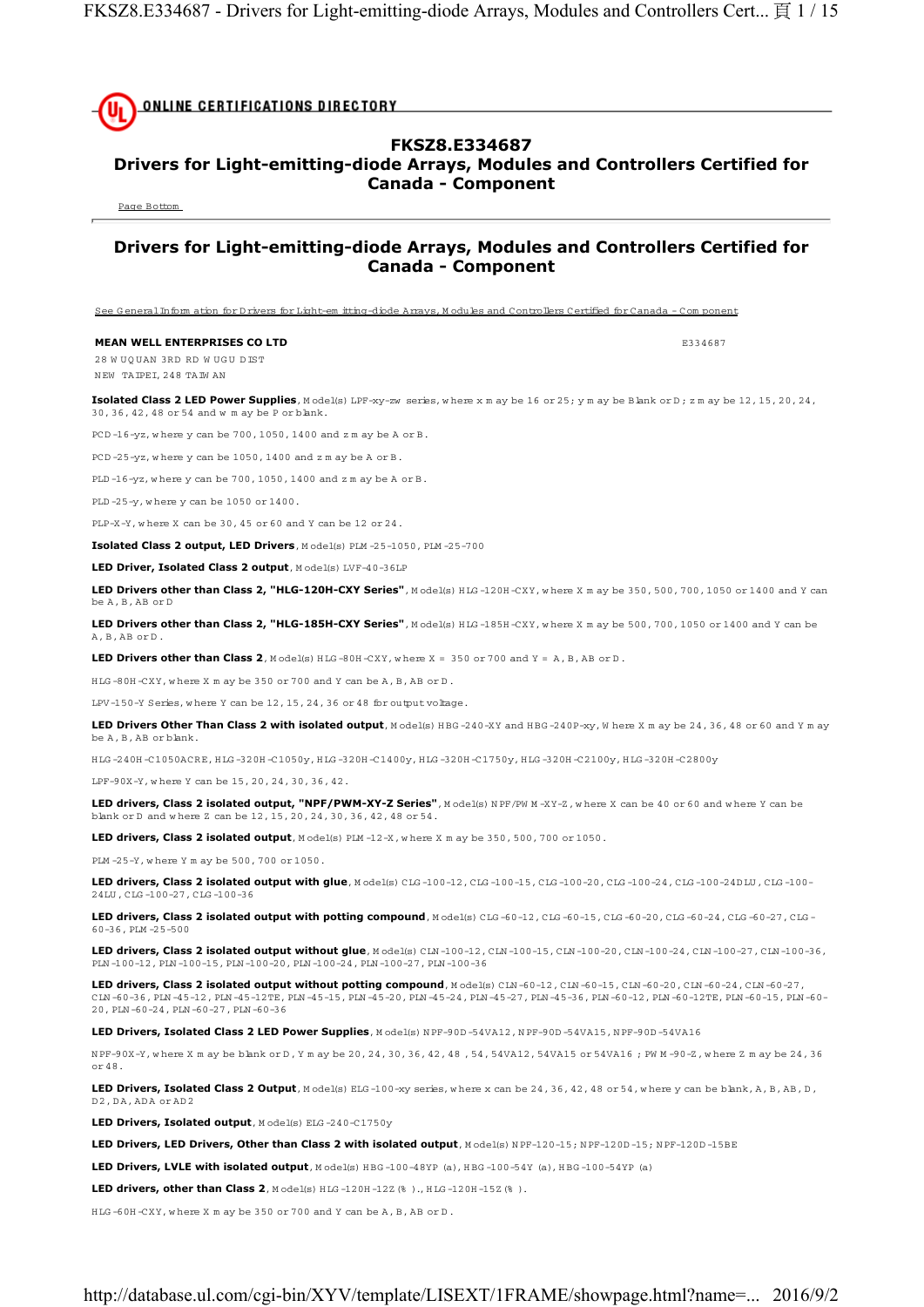ONLINE CERTIFICATIONS DIRECTORY

# FKSZ8.E334687
## Drivers for Light-emitting-diode Arrays, Modules and Controllers Certified for Canada - Component

Page Bottom

## Drivers for Light-emitting-diode Arrays, Modules and Controllers Certified for Canada - Component

See General Information for Drivers for Light-emitting-diode Arrays, Modules and Controllers Certified for Canada - Component

**MEAN WELL ENTERPRISES CO LTD** E334687

28 WUQUAN 3RD RD WUGU DIST
NEW TAIPEI, 248 TAIWAN

**Isolated Class 2 LED Power Supplies**, Model(s) LPF-xy-zw series, where x may be 16 or 25; y may be Blank or D; z may be 12, 15, 20, 24, 30, 36, 42, 48 or 54 and w may be P or blank.

PCD-16-yz, where y can be 700, 1050, 1400 and z may be A or B.

PCD-25-yz, where y can be 1050, 1400 and z may be A or B.

PLD-16-yz, where y can be 700, 1050, 1400 and z may be A or B.

PLD-25-y, where y can be 1050 or 1400.

PLP-X-Y, where X can be 30, 45 or 60 and Y can be 12 or 24.

**Isolated Class 2 output, LED Drivers**, Model(s) PLM-25-1050, PLM-25-700

**LED Driver, Isolated Class 2 output**, Model(s) LVF-40-36LP

**LED Drivers other than Class 2, "HLG-120H-CXY Series"**, Model(s) HLG-120H-CXY, where X may be 350, 500, 700, 1050 or 1400 and Y can be A, B, AB or D

**LED Drivers other than Class 2, "HLG-185H-CXY Series"**, Model(s) HLG-185H-CXY, where X may be 500, 700, 1050 or 1400 and Y can be A, B, AB or D.

**LED Drivers other than Class 2**, Model(s) HLG-80H-CXY, where X = 350 or 700 and Y = A, B, AB or D.

HLG-80H-CXY, where X may be 350 or 700 and Y can be A, B, AB or D.

LPV-150-Y Series, where Y can be 12, 15, 24, 36 or 48 for output voltage.

**LED Drivers Other Than Class 2 with isolated output**, Model(s) HBG-240-XY and HBG-240P-xy, Where X may be 24, 36, 48 or 60 and Y may be A, B, AB or blank.

HLG-240H-C1050ACRE, HLG-320H-C1050y, HLG-320H-C1400y, HLG-320H-C1750y, HLG-320H-C2100y, HLG-320H-C2800y

LPF-90X-Y, where Y can be 15, 20, 24, 30, 36, 42.

**LED drivers, Class 2 isolated output, "NPF/PWM-XY-Z Series"**, Model(s) NPF/PWM-XY-Z, where X can be 40 or 60 and where Y can be blank or D and where Z can be 12, 15, 20, 24, 30, 36, 42, 48 or 54.

**LED drivers, Class 2 isolated output**, Model(s) PLM-12-X, where X may be 350, 500, 700 or 1050.

PLM-25-Y, where Y may be 500, 700 or 1050.

**LED drivers, Class 2 isolated output with glue**, Model(s) CLG-100-12, CLG-100-15, CLG-100-20, CLG-100-24, CLG-100-24DLU, CLG-100-24LU, CLG-100-27, CLG-100-36

**LED drivers, Class 2 isolated output with potting compound**, Model(s) CLG-60-12, CLG-60-15, CLG-60-20, CLG-60-24, CLG-60-27, CLG-60-36, PLM-25-500

**LED drivers, Class 2 isolated output without glue**, Model(s) CLN-100-12, CLN-100-15, CLN-100-20, CLN-100-24, CLN-100-27, CLN-100-36, PLN-100-12, PLN-100-15, PLN-100-20, PLN-100-24, PLN-100-27, PLN-100-36

**LED drivers, Class 2 isolated output without potting compound**, Model(s) CLN-60-12, CLN-60-15, CLN-60-20, CLN-60-24, CLN-60-27, CLN-60-36, PLN-45-12, PLN-45-12TE, PLN-45-15, PLN-45-20, PLN-45-24, PLN-45-27, PLN-45-36, PLN-60-12, PLN-60-12TE, PLN-60-15, PLN-60-20, PLN-60-24, PLN-60-27, PLN-60-36

**LED Drivers, Isolated Class 2 LED Power Supplies**, Model(s) NPF-90D-54VA12, NPF-90D-54VA15, NPF-90D-54VA16

NPF-90X-Y, where X may be blank or D, Y may be 20, 24, 30, 36, 42, 48, 54, 54VA12, 54VA15 or 54VA16 ; PWM-90-Z, where Z may be 24, 36 or 48.

**LED Drivers, Isolated Class 2 Output**, Model(s) ELG-100-xy series, where x can be 24, 36, 42, 48 or 54, where y can be blank, A, B, AB, D, D2, DA, ADA or AD2

**LED Drivers, Isolated output**, Model(s) ELG-240-C1750y

**LED Drivers, LED Drivers, Other than Class 2 with isolated output**, Model(s) NPF-120-15; NPF-120D-15; NPF-120D-15BE

**LED Drivers, LVLE with isolated output**, Model(s) HBG-100-48YP (a), HBG-100-54Y (a), HBG-100-54YP (a)

**LED drivers, other than Class 2**, Model(s) HLG-120H-12Z (%)., HLG-120H-15Z (%).

HLG-60H-CXY, where X may be 350 or 700 and Y can be A, B, AB or D.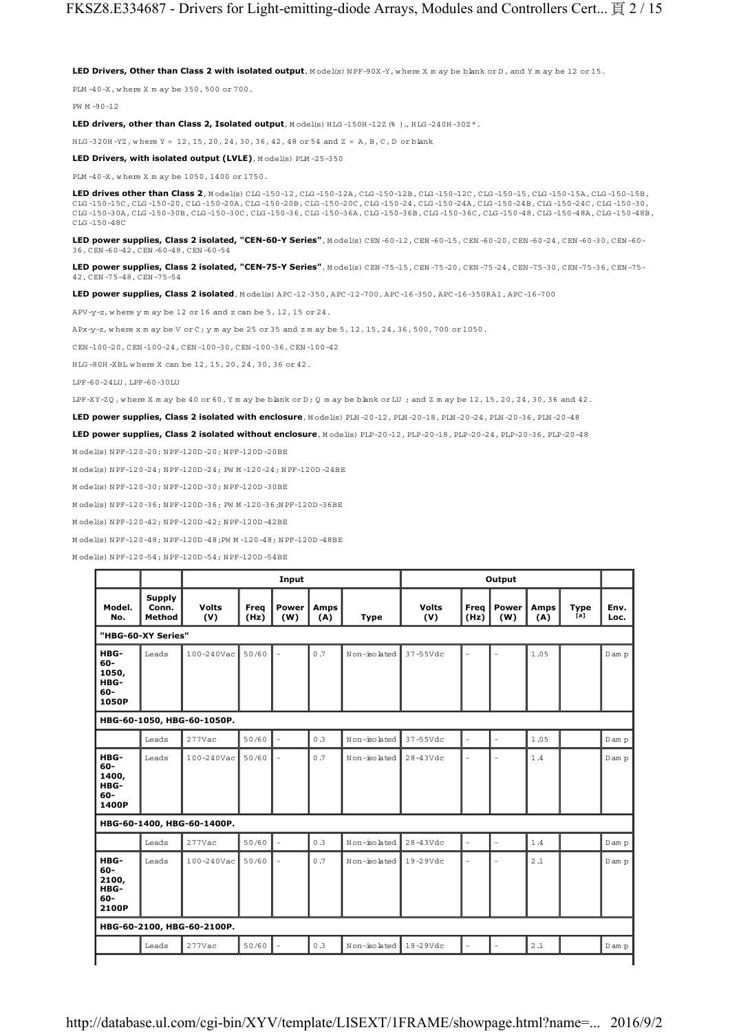**LED Drivers, Other than Class 2 with isolated output**, Model(s) NPF-90X-Y, where X may be blank or D, and Y may be 12 or 15.

PLM-40-X, where X may be 350, 500 or 700.

PWM-90-12

**LED drivers, other than Class 2, Isolated output**, Model(s) HLG-150H-12Z(%)., HLG-240H-30Z*.

HLG-320H-YZ, where Y = 12, 15, 20, 24, 30, 36, 42, 48 or 54 and Z = A, B, C, D or blank

**LED Drivers, with isolated output (LVLE)**, Model(s) PLM-25-350

PLM-40-X, where X may be 1050, 1400 or 1750.

**LED drives other than Class 2**, Model(s) CLG-150-12, CLG-150-12A, CLG-150-12B, CLG-150-12C, CLG-150-15, CLG-150-15A, CLG-150-15B, CLG-150-15C, CLG-150-20, CLG-150-20A, CLG-150-20B, CLG-150-20C, CLG-150-24, CLG-150-24A, CLG-150-24B, CLG-150-24C, CLG-150-30, CLG-150-30A, CLG-150-30B, CLG-150-30C, CLG-150-36, CLG-150-36A, CLG-150-36B, CLG-150-36C, CLG-150-48, CLG-150-48A, CLG-150-48B, CLG-150-48C

**LED power supplies, Class 2 isolated, "CEN-60-Y Series"**, Model(s) CEN-60-12, CEN-60-15, CEN-60-20, CEN-60-24, CEN-60-30, CEN-60-36, CEN-60-42, CEN-60-48, CEN-60-54

**LED power supplies, Class 2 isolated, "CEN-75-Y Series"**, Model(s) CEN-75-15, CEN-75-20, CEN-75-24, CEN-75-30, CEN-75-36, CEN-75-42, CEN-75-48, CEN-75-54

**LED power supplies, Class 2 isolated**, Model(s) APC-12-350, APC-12-700, APC-16-350, APC-16-350RA1, APC-16-700

APV-y-z, where y may be 12 or 16 and z can be 5, 12, 15 or 24.

APx-y-z, where x may be V or C; y may be 25 or 35 and z may be 5, 12, 15, 24, 36, 500, 700 or 1050.

CEN-100-20, CEN-100-24, CEN-100-30, CEN-100-36, CEN-100-42

HLG-80H-XBL where X can be 12, 15, 20, 24, 30, 36 or 42.

LPF-60-24LU, LPF-60-30LU

LPF-XY-ZQ, where X may be 40 or 60, Y may be blank or D; Q may be blank or LU ; and Z may be 12, 15, 20, 24, 30, 36 and 42.

**LED power supplies, Class 2 isolated with enclosure**, Model(s) PLN-20-12, PLN-20-18, PLN-20-24, PLN-20-36, PLN-20-48

**LED power supplies, Class 2 isolated without enclosure**, Model(s) PLP-20-12, PLP-20-18, PLP-20-24, PLP-20-36, PLP-20-48

Model(s) NPF-120-20; NPF-120D-20; NPF-120D-20BE

Model(s) NPF-120-24; NPF-120D-24; PWM-120-24; NPF-120D-24BE

Model(s) NPF-120-30; NPF-120D-30; NPF-120D-30BE

Model(s) NPF-120-36; NPF-120D-36; PWM-120-36;NPF-120D-36BE

Model(s) NPF-120-42; NPF-120D-42; NPF-120D-42BE

Model(s) NPF-120-48; NPF-120D-48;PWM-120-48; NPF-120D-48BE

Model(s) NPF-120-54; NPF-120D-54; NPF-120D-54BE

| | | Input | | | | | Output | | | | | |
|---|---|---|---|---|---|---|---|---|---|---|---|---|
| Model. No. | Supply Conn. Method | Volts (V) | Freq (Hz) | Power (W) | Amps (A) | Type | Volts (V) | Freq (Hz) | Power (W) | Amps (A) | Type [a] | Env. Loc. |
| "HBG-60-XY Series" | | | | | | | | | | | | |
| HBG-60-1050, HBG-60-1050P | Leads | 100-240Vac | 50/60 | - | 0.7 | Non-isolated | 37-55Vdc | - | - | 1.05 | | Damp |
| HBG-60-1050, HBG-60-1050P. | | | | | | | | | | | | |
| | Leads | 277Vac | 50/60 | - | 0.3 | Non-isolated | 37-55Vdc | - | - | 1.05 | | Damp |
| HBG-60-1400, HBG-60-1400P | Leads | 100-240Vac | 50/60 | - | 0.7 | Non-isolated | 28-43Vdc | - | - | 1.4 | | Damp |
| HBG-60-1400, HBG-60-1400P. | | | | | | | | | | | | |
| | Leads | 277Vac | 50/60 | - | 0.3 | Non-isolated | 28-43Vdc | - | - | 1.4 | | Damp |
| HBG-60-2100, HBG-60-2100P | Leads | 100-240Vac | 50/60 | - | 0.7 | Non-isolated | 19-29Vdc | - | - | 2.1 | | Damp |
| HBG-60-2100, HBG-60-2100P. | | | | | | | | | | | | |
| | Leads | 277Vac | 50/60 | - | 0.3 | Non-isolated | 19-29Vdc | - | - | 2.1 | | Damp |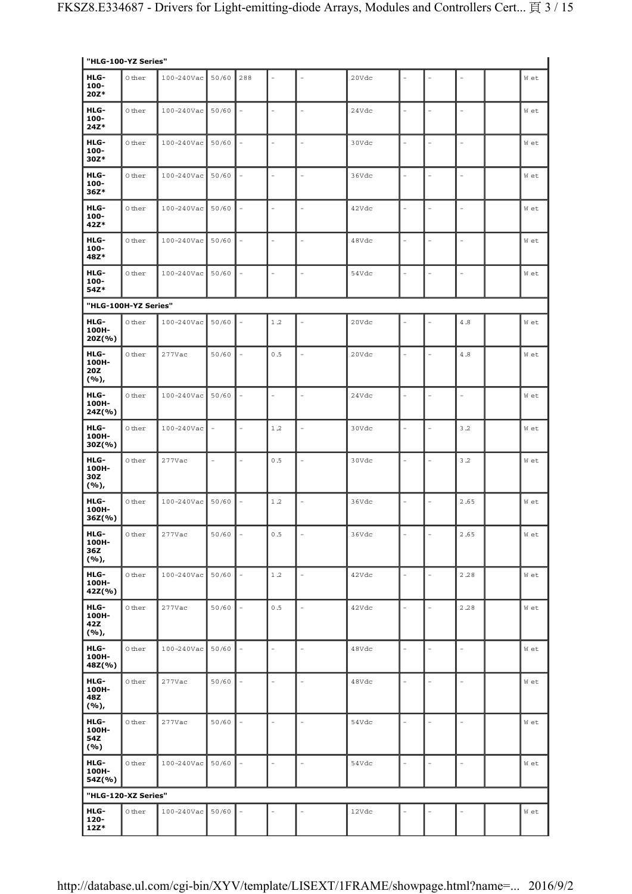| "HLG-100-YZ Series" | | | | | | | | | | | | | |
|---|---|---|---|---|---|---|---|---|---|---|---|---|---|
| HLG-100-20Z* | Other | 100-240Vac | 50/60 | 288 | - | - | 20Vdc | - | - | - | | Wet |
| HLG-100-24Z* | Other | 100-240Vac | 50/60 | - | - | - | 24Vdc | - | - | - | | Wet |
| HLG-100-30Z* | Other | 100-240Vac | 50/60 | - | - | - | 30Vdc | - | - | - | | Wet |
| HLG-100-36Z* | Other | 100-240Vac | 50/60 | - | - | - | 36Vdc | - | - | - | | Wet |
| HLG-100-42Z* | Other | 100-240Vac | 50/60 | - | - | - | 42Vdc | - | - | - | | Wet |
| HLG-100-48Z* | Other | 100-240Vac | 50/60 | - | - | - | 48Vdc | - | - | - | | Wet |
| HLG-100-54Z* | Other | 100-240Vac | 50/60 | - | - | - | 54Vdc | - | - | - | | Wet |
| "HLG-100H-YZ Series" | | | | | | | | | | | | |
| HLG-100H-20Z(%) | Other | 100-240Vac | 50/60 | - | 1.2 | - | 20Vdc | - | - | 4.8 | | Wet |
| HLG-100H-20Z (%), | Other | 277Vac | 50/60 | - | 0.5 | - | 20Vdc | - | - | 4.8 | | Wet |
| HLG-100H-24Z(%) | Other | 100-240Vac | 50/60 | - | - | - | 24Vdc | - | - | - | | Wet |
| HLG-100H-30Z(%) | Other | 100-240Vac | - | - | 1.2 | - | 30Vdc | - | - | 3.2 | | Wet |
| HLG-100H-30Z (%), | Other | 277Vac | - | - | 0.5 | - | 30Vdc | - | - | 3.2 | | Wet |
| HLG-100H-36Z(%) | Other | 100-240Vac | 50/60 | - | 1.2 | - | 36Vdc | - | - | 2.65 | | Wet |
| HLG-100H-36Z (%), | Other | 277Vac | 50/60 | - | 0.5 | - | 36Vdc | - | - | 2.65 | | Wet |
| HLG-100H-42Z(%) | Other | 100-240Vac | 50/60 | - | 1.2 | - | 42Vdc | - | - | 2.28 | | Wet |
| HLG-100H-42Z (%), | Other | 277Vac | 50/60 | - | 0.5 | - | 42Vdc | - | - | 2.28 | | Wet |
| HLG-100H-48Z(%) | Other | 100-240Vac | 50/60 | - | - | - | 48Vdc | - | - | - | | Wet |
| HLG-100H-48Z (%), | Other | 277Vac | 50/60 | - | - | - | 48Vdc | - | - | - | | Wet |
| HLG-100H-54Z (%) | Other | 277Vac | 50/60 | - | - | - | 54Vdc | - | - | - | | Wet |
| HLG-100H-54Z(%) | Other | 100-240Vac | 50/60 | - | - | - | 54Vdc | - | - | - | | Wet |
| "HLG-120-XZ Series" | | | | | | | | | | | | |
| HLG-120-12Z* | Other | 100-240Vac | 50/60 | - | - | - | 12Vdc | - | - | - | | Wet |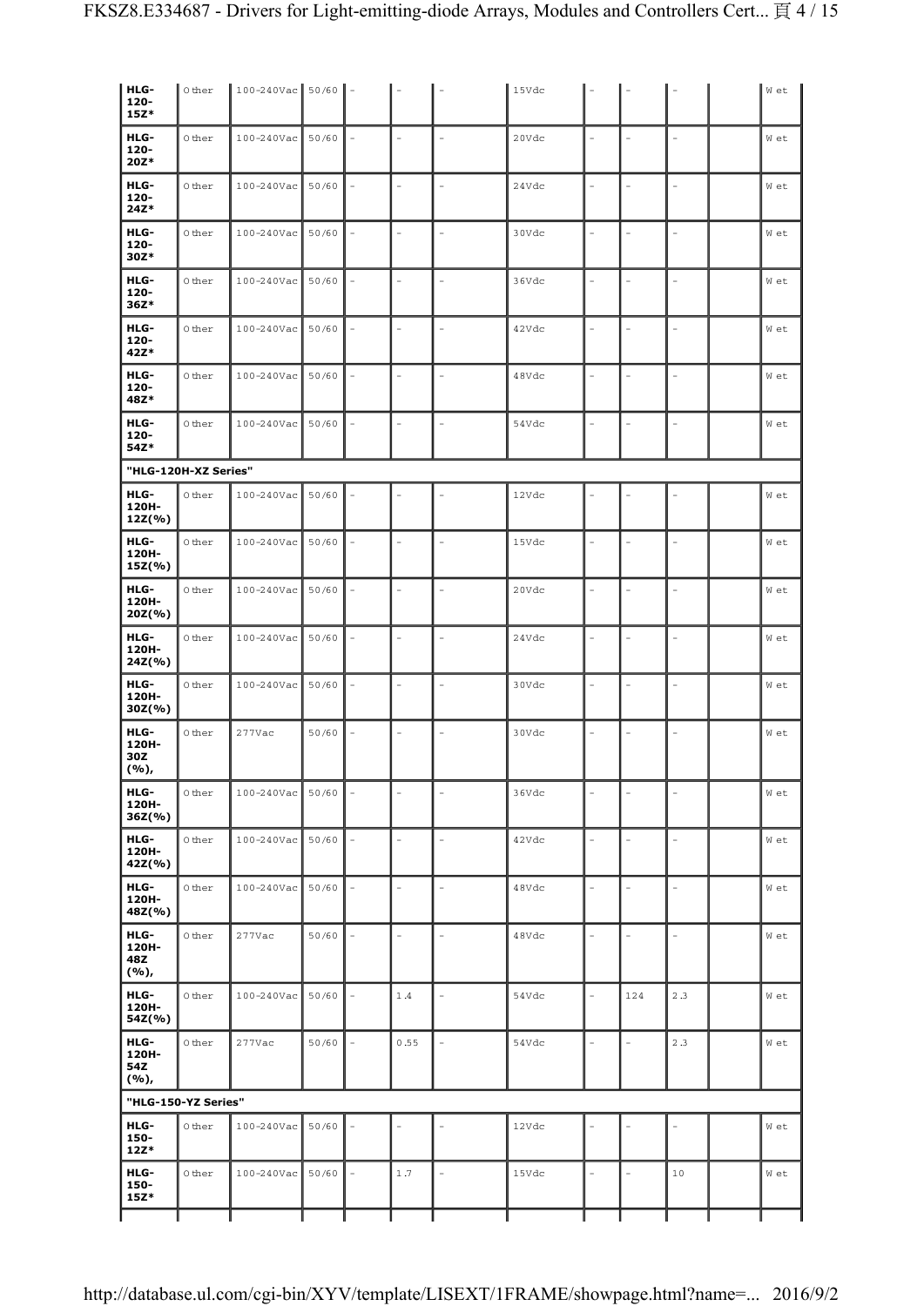| | | | | | | | | | | | | | |
|---|---|---|---|---|---|---|---|---|---|---|---|---|---|
| **HLG-120-15Z*** | Other | 100-240Vac | 50/60 | - | - | - | 15Vdc | - | - | - | | Wet |
| **HLG-120-20Z*** | Other | 100-240Vac | 50/60 | - | - | - | 20Vdc | - | - | - | | Wet |
| **HLG-120-24Z*** | Other | 100-240Vac | 50/60 | - | - | - | 24Vdc | - | - | - | | Wet |
| **HLG-120-30Z*** | Other | 100-240Vac | 50/60 | - | - | - | 30Vdc | - | - | - | | Wet |
| **HLG-120-36Z*** | Other | 100-240Vac | 50/60 | - | - | - | 36Vdc | - | - | - | | Wet |
| **HLG-120-42Z*** | Other | 100-240Vac | 50/60 | - | - | - | 42Vdc | - | - | - | | Wet |
| **HLG-120-48Z*** | Other | 100-240Vac | 50/60 | - | - | - | 48Vdc | - | - | - | | Wet |
| **HLG-120-54Z*** | Other | 100-240Vac | 50/60 | - | - | - | 54Vdc | - | - | - | | Wet |
| **"HLG-120H-XZ Series"** | | | | | | | | | | | | |
| **HLG-120H-12Z(%)** | Other | 100-240Vac | 50/60 | - | - | - | 12Vdc | - | - | - | | Wet |
| **HLG-120H-15Z(%)** | Other | 100-240Vac | 50/60 | - | - | - | 15Vdc | - | - | - | | Wet |
| **HLG-120H-20Z(%)** | Other | 100-240Vac | 50/60 | - | - | - | 20Vdc | - | - | - | | Wet |
| **HLG-120H-24Z(%)** | Other | 100-240Vac | 50/60 | - | - | - | 24Vdc | - | - | - | | Wet |
| **HLG-120H-30Z(%)** | Other | 100-240Vac | 50/60 | - | - | - | 30Vdc | - | - | - | | Wet |
| **HLG-120H-30Z (%),** | Other | 277Vac | 50/60 | - | - | - | 30Vdc | - | - | - | | Wet |
| **HLG-120H-36Z(%)** | Other | 100-240Vac | 50/60 | - | - | - | 36Vdc | - | - | - | | Wet |
| **HLG-120H-42Z(%)** | Other | 100-240Vac | 50/60 | - | - | - | 42Vdc | - | - | - | | Wet |
| **HLG-120H-48Z(%)** | Other | 100-240Vac | 50/60 | - | - | - | 48Vdc | - | - | - | | Wet |
| **HLG-120H-48Z (%),** | Other | 277Vac | 50/60 | - | - | - | 48Vdc | - | - | - | | Wet |
| **HLG-120H-54Z(%)** | Other | 100-240Vac | 50/60 | - | 1.4 | - | 54Vdc | - | 124 | 2.3 | | Wet |
| **HLG-120H-54Z (%),** | Other | 277Vac | 50/60 | - | 0.55 | - | 54Vdc | - | - | 2.3 | | Wet |
| **"HLG-150-YZ Series"** | | | | | | | | | | | | |
| **HLG-150-12Z*** | Other | 100-240Vac | 50/60 | - | - | - | 12Vdc | - | - | - | | Wet |
| **HLG-150-15Z*** | Other | 100-240Vac | 50/60 | - | 1.7 | - | 15Vdc | - | - | 10 | | Wet |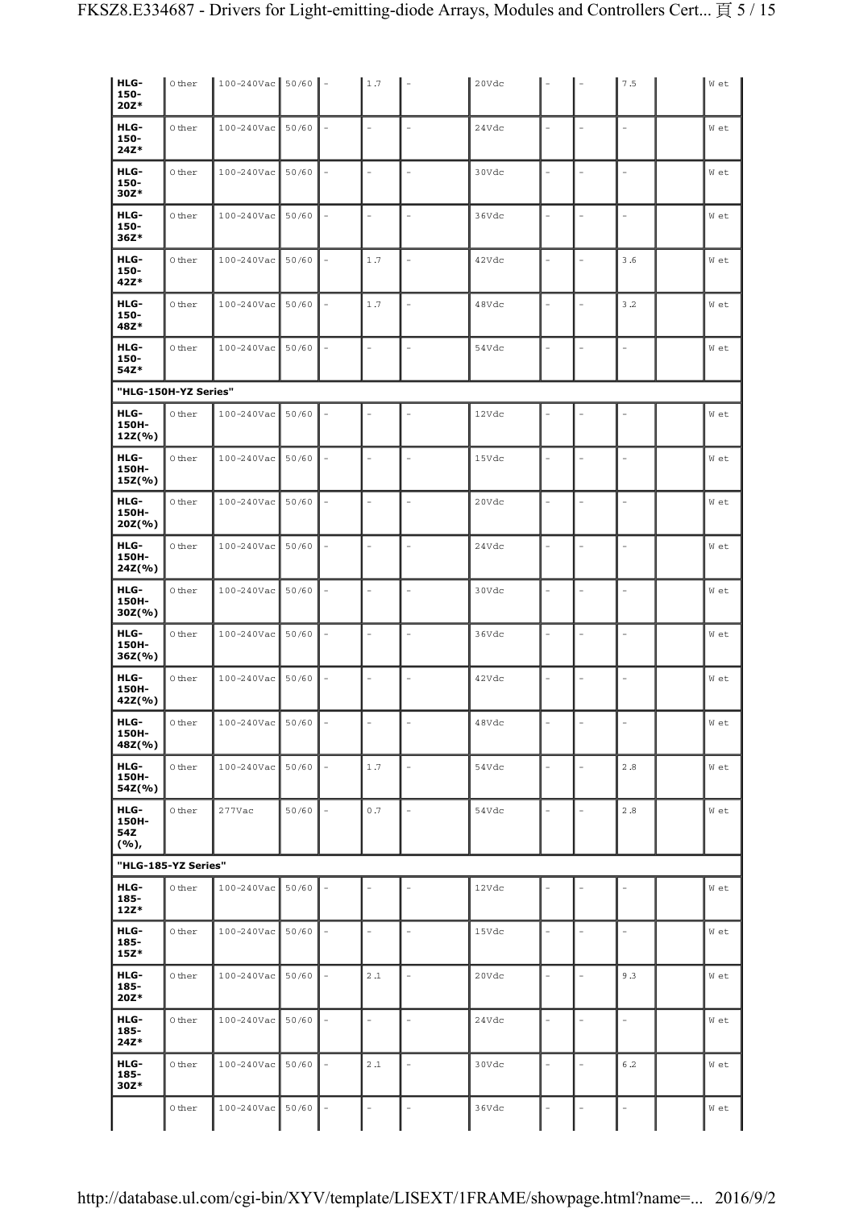| | | | | | | | | | | | | |
|---|---|---|---|---|---|---|---|---|---|---|---|---|
| HLG-150-20Z* | Other | 100-240Vac | 50/60 | - | 1.7 | - | 20Vdc | - | - | 7.5 | | Wet |
| HLG-150-24Z* | Other | 100-240Vac | 50/60 | - | - | - | 24Vdc | - | - | - | | Wet |
| HLG-150-30Z* | Other | 100-240Vac | 50/60 | - | - | - | 30Vdc | - | - | - | | Wet |
| HLG-150-36Z* | Other | 100-240Vac | 50/60 | - | - | - | 36Vdc | - | - | - | | Wet |
| HLG-150-42Z* | Other | 100-240Vac | 50/60 | - | 1.7 | - | 42Vdc | - | - | 3.6 | | Wet |
| HLG-150-48Z* | Other | 100-240Vac | 50/60 | - | 1.7 | - | 48Vdc | - | - | 3.2 | | Wet |
| HLG-150-54Z* | Other | 100-240Vac | 50/60 | - | - | - | 54Vdc | - | - | - | | Wet |
| **"HLG-150H-YZ Series"** | | | | | | | | | | | | |
| HLG-150H-12Z(%) | Other | 100-240Vac | 50/60 | - | - | - | 12Vdc | - | - | - | | Wet |
| HLG-150H-15Z(%) | Other | 100-240Vac | 50/60 | - | - | - | 15Vdc | - | - | - | | Wet |
| HLG-150H-20Z(%) | Other | 100-240Vac | 50/60 | - | - | - | 20Vdc | - | - | - | | Wet |
| HLG-150H-24Z(%) | Other | 100-240Vac | 50/60 | - | - | - | 24Vdc | - | - | - | | Wet |
| HLG-150H-30Z(%) | Other | 100-240Vac | 50/60 | - | - | - | 30Vdc | - | - | - | | Wet |
| HLG-150H-36Z(%) | Other | 100-240Vac | 50/60 | - | - | - | 36Vdc | - | - | - | | Wet |
| HLG-150H-42Z(%) | Other | 100-240Vac | 50/60 | - | - | - | 42Vdc | - | - | - | | Wet |
| HLG-150H-48Z(%) | Other | 100-240Vac | 50/60 | - | - | - | 48Vdc | - | - | - | | Wet |
| HLG-150H-54Z(%) | Other | 100-240Vac | 50/60 | - | 1.7 | - | 54Vdc | - | - | 2.8 | | Wet |
| HLG-150H-54Z (%), | Other | 277Vac | 50/60 | - | 0.7 | - | 54Vdc | - | - | 2.8 | | Wet |
| **"HLG-185-YZ Series"** | | | | | | | | | | | | |
| HLG-185-12Z* | Other | 100-240Vac | 50/60 | - | - | - | 12Vdc | - | - | - | | Wet |
| HLG-185-15Z* | Other | 100-240Vac | 50/60 | - | - | - | 15Vdc | - | - | - | | Wet |
| HLG-185-20Z* | Other | 100-240Vac | 50/60 | - | 2.1 | - | 20Vdc | - | - | 9.3 | | Wet |
| HLG-185-24Z* | Other | 100-240Vac | 50/60 | - | - | - | 24Vdc | - | - | - | | Wet |
| HLG-185-30Z* | Other | 100-240Vac | 50/60 | - | 2.1 | - | 30Vdc | - | - | 6.2 | | Wet |
| | Other | 100-240Vac | 50/60 | - | - | - | 36Vdc | - | - | - | | Wet |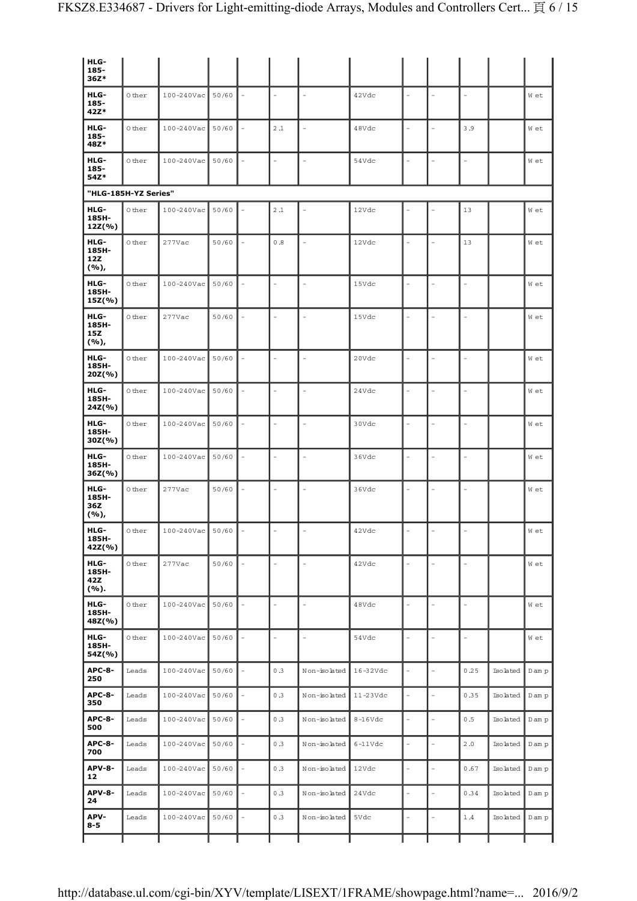| | | | | | | | | | | | | |
|---|---|---|---|---|---|---|---|---|---|---|---|---|
| HLG-185-36Z* | | | | | | | | | | | | |
| HLG-185-42Z* | Other | 100-240Vac | 50/60 | - | - | - | 42Vdc | - | - | - | | Wet |
| HLG-185-48Z* | Other | 100-240Vac | 50/60 | - | 2.1 | - | 48Vdc | - | - | 3.9 | | Wet |
| HLG-185-54Z* | Other | 100-240Vac | 50/60 | - | - | - | 54Vdc | - | - | - | | Wet |
| "HLG-185H-YZ Series" | | | | | | | | | | | | |
| HLG-185H-12Z(%) | Other | 100-240Vac | 50/60 | - | 2.1 | - | 12Vdc | - | - | 13 | | Wet |
| HLG-185H-12Z (%), | Other | 277Vac | 50/60 | - | 0.8 | - | 12Vdc | - | - | 13 | | Wet |
| HLG-185H-15Z(%) | Other | 100-240Vac | 50/60 | - | - | - | 15Vdc | - | - | - | | Wet |
| HLG-185H-15Z (%), | Other | 277Vac | 50/60 | - | - | - | 15Vdc | - | - | - | | Wet |
| HLG-185H-20Z(%) | Other | 100-240Vac | 50/60 | - | - | - | 20Vdc | - | - | - | | Wet |
| HLG-185H-24Z(%) | Other | 100-240Vac | 50/60 | - | - | - | 24Vdc | - | - | - | | Wet |
| HLG-185H-30Z(%) | Other | 100-240Vac | 50/60 | - | - | - | 30Vdc | - | - | - | | Wet |
| HLG-185H-36Z(%) | Other | 100-240Vac | 50/60 | - | - | - | 36Vdc | - | - | - | | Wet |
| HLG-185H-36Z (%), | Other | 277Vac | 50/60 | - | - | - | 36Vdc | - | - | - | | Wet |
| HLG-185H-42Z(%) | Other | 100-240Vac | 50/60 | - | - | - | 42Vdc | - | - | - | | Wet |
| HLG-185H-42Z (%). | Other | 277Vac | 50/60 | - | - | - | 42Vdc | - | - | - | | Wet |
| HLG-185H-48Z(%) | Other | 100-240Vac | 50/60 | - | - | - | 48Vdc | - | - | - | | Wet |
| HLG-185H-54Z(%) | Other | 100-240Vac | 50/60 | - | - | - | 54Vdc | - | - | - | | Wet |
| APC-8-250 | Leads | 100-240Vac | 50/60 | - | 0.3 | Non-isolated | 16-32Vdc | - | - | 0.25 | Isolated | Damp |
| APC-8-350 | Leads | 100-240Vac | 50/60 | - | 0.3 | Non-isolated | 11-23Vdc | - | - | 0.35 | Isolated | Damp |
| APC-8-500 | Leads | 100-240Vac | 50/60 | - | 0.3 | Non-isolated | 8-16Vdc | - | - | 0.5 | Isolated | Damp |
| APC-8-700 | Leads | 100-240Vac | 50/60 | - | 0.3 | Non-isolated | 6-11Vdc | - | - | 2.0 | Isolated | Damp |
| APV-8-12 | Leads | 100-240Vac | 50/60 | - | 0.3 | Non-isolated | 12Vdc | - | - | 0.67 | Isolated | Damp |
| APV-8-24 | Leads | 100-240Vac | 50/60 | - | 0.3 | Non-isolated | 24Vdc | - | - | 0.34 | Isolated | Damp |
| APV-8-5 | Leads | 100-240Vac | 50/60 | - | 0.3 | Non-isolated | 5Vdc | - | - | 1.4 | Isolated | Damp |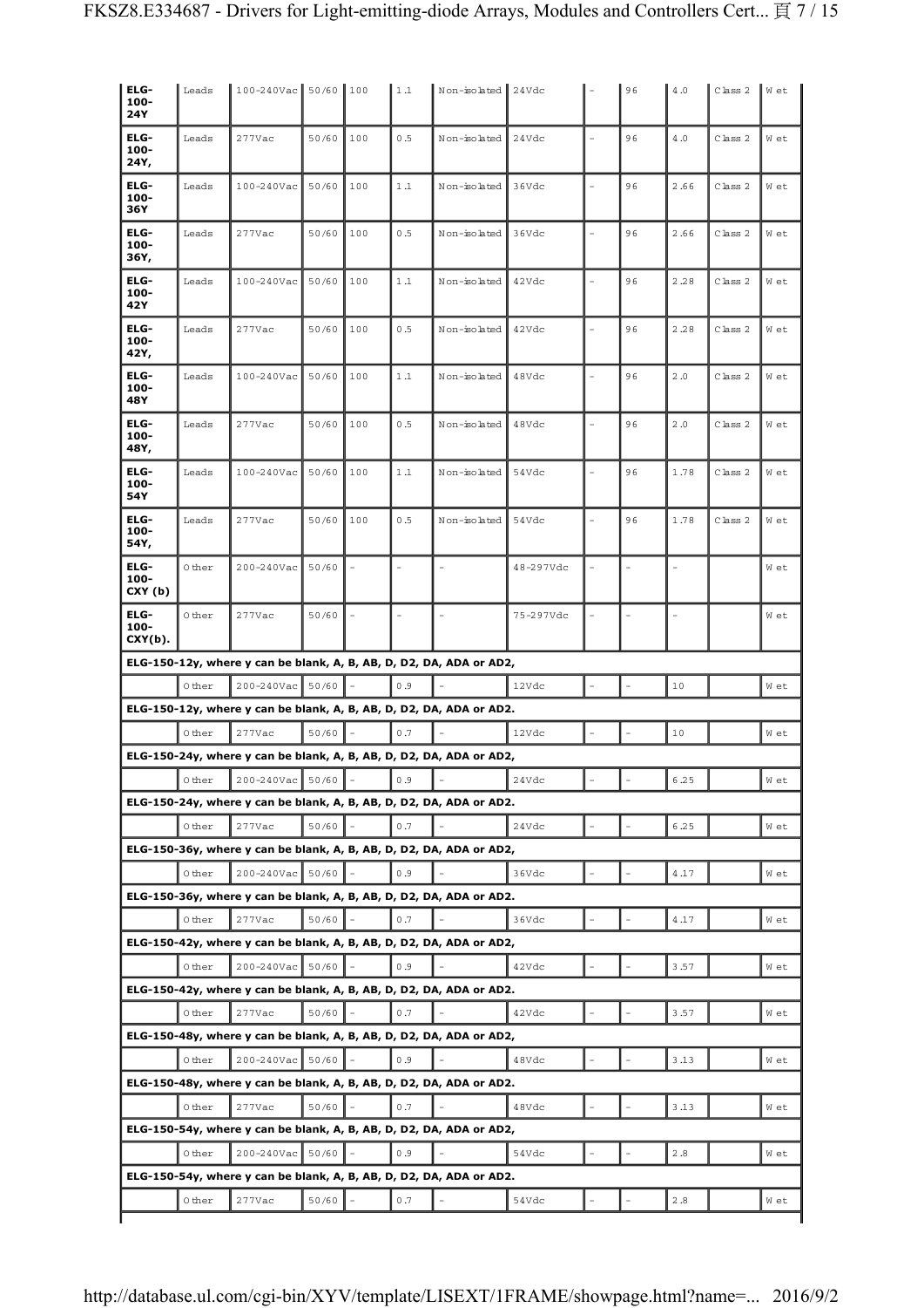| | | | | | | | | | | | | |
|---|---|---|---|---|---|---|---|---|---|---|---|---|
| **ELG-100-24Y** | Leads | 100-240Vac | 50/60 | 100 | 1.1 | Non-isolated | 24Vdc | - | 96 | 4.0 | Class 2 | Wet |
| **ELG-100-24Y,** | Leads | 277Vac | 50/60 | 100 | 0.5 | Non-isolated | 24Vdc | - | 96 | 4.0 | Class 2 | Wet |
| **ELG-100-36Y** | Leads | 100-240Vac | 50/60 | 100 | 1.1 | Non-isolated | 36Vdc | - | 96 | 2.66 | Class 2 | Wet |
| **ELG-100-36Y,** | Leads | 277Vac | 50/60 | 100 | 0.5 | Non-isolated | 36Vdc | - | 96 | 2.66 | Class 2 | Wet |
| **ELG-100-42Y** | Leads | 100-240Vac | 50/60 | 100 | 1.1 | Non-isolated | 42Vdc | - | 96 | 2.28 | Class 2 | Wet |
| **ELG-100-42Y,** | Leads | 277Vac | 50/60 | 100 | 0.5 | Non-isolated | 42Vdc | - | 96 | 2.28 | Class 2 | Wet |
| **ELG-100-48Y** | Leads | 100-240Vac | 50/60 | 100 | 1.1 | Non-isolated | 48Vdc | - | 96 | 2.0 | Class 2 | Wet |
| **ELG-100-48Y,** | Leads | 277Vac | 50/60 | 100 | 0.5 | Non-isolated | 48Vdc | - | 96 | 2.0 | Class 2 | Wet |
| **ELG-100-54Y** | Leads | 100-240Vac | 50/60 | 100 | 1.1 | Non-isolated | 54Vdc | - | 96 | 1.78 | Class 2 | Wet |
| **ELG-100-54Y,** | Leads | 277Vac | 50/60 | 100 | 0.5 | Non-isolated | 54Vdc | - | 96 | 1.78 | Class 2 | Wet |
| **ELG-100-CXY (b)** | Other | 200-240Vac | 50/60 | - | - | - | 48-297Vdc | - | - | - | | Wet |
| **ELG-100-CXY(b).** | Other | 277Vac | 50/60 | - | - | - | 75-297Vdc | - | - | - | | Wet |
| **ELG-150-12y, where y can be blank, A, B, AB, D, D2, DA, ADA or AD2,** | | | | | | | | | | | | |
| | Other | 200-240Vac | 50/60 | - | 0.9 | - | 12Vdc | - | - | 10 | | Wet |
| **ELG-150-12y, where y can be blank, A, B, AB, D, D2, DA, ADA or AD2.** | | | | | | | | | | | | |
| | Other | 277Vac | 50/60 | - | 0.7 | - | 12Vdc | - | - | 10 | | Wet |
| **ELG-150-24y, where y can be blank, A, B, AB, D, D2, DA, ADA or AD2,** | | | | | | | | | | | | |
| | Other | 200-240Vac | 50/60 | - | 0.9 | - | 24Vdc | - | - | 6.25 | | Wet |
| **ELG-150-24y, where y can be blank, A, B, AB, D, D2, DA, ADA or AD2.** | | | | | | | | | | | | |
| | Other | 277Vac | 50/60 | - | 0.7 | - | 24Vdc | - | - | 6.25 | | Wet |
| **ELG-150-36y, where y can be blank, A, B, AB, D, D2, DA, ADA or AD2,** | | | | | | | | | | | | |
| | Other | 200-240Vac | 50/60 | - | 0.9 | - | 36Vdc | - | - | 4.17 | | Wet |
| **ELG-150-36y, where y can be blank, A, B, AB, D, D2, DA, ADA or AD2.** | | | | | | | | | | | | |
| | Other | 277Vac | 50/60 | - | 0.7 | - | 36Vdc | - | - | 4.17 | | Wet |
| **ELG-150-42y, where y can be blank, A, B, AB, D, D2, DA, ADA or AD2,** | | | | | | | | | | | | |
| | Other | 200-240Vac | 50/60 | - | 0.9 | - | 42Vdc | - | - | 3.57 | | Wet |
| **ELG-150-42y, where y can be blank, A, B, AB, D, D2, DA, ADA or AD2.** | | | | | | | | | | | | |
| | Other | 277Vac | 50/60 | - | 0.7 | - | 42Vdc | - | - | 3.57 | | Wet |
| **ELG-150-48y, where y can be blank, A, B, AB, D, D2, DA, ADA or AD2,** | | | | | | | | | | | | |
| | Other | 200-240Vac | 50/60 | - | 0.9 | - | 48Vdc | - | - | 3.13 | | Wet |
| **ELG-150-48y, where y can be blank, A, B, AB, D, D2, DA, ADA or AD2.** | | | | | | | | | | | | |
| | Other | 277Vac | 50/60 | - | 0.7 | - | 48Vdc | - | - | 3.13 | | Wet |
| **ELG-150-54y, where y can be blank, A, B, AB, D, D2, DA, ADA or AD2,** | | | | | | | | | | | | |
| | Other | 200-240Vac | 50/60 | - | 0.9 | - | 54Vdc | - | - | 2.8 | | Wet |
| **ELG-150-54y, where y can be blank, A, B, AB, D, D2, DA, ADA or AD2.** | | | | | | | | | | | | |
| | Other | 277Vac | 50/60 | - | 0.7 | - | 54Vdc | - | - | 2.8 | | Wet |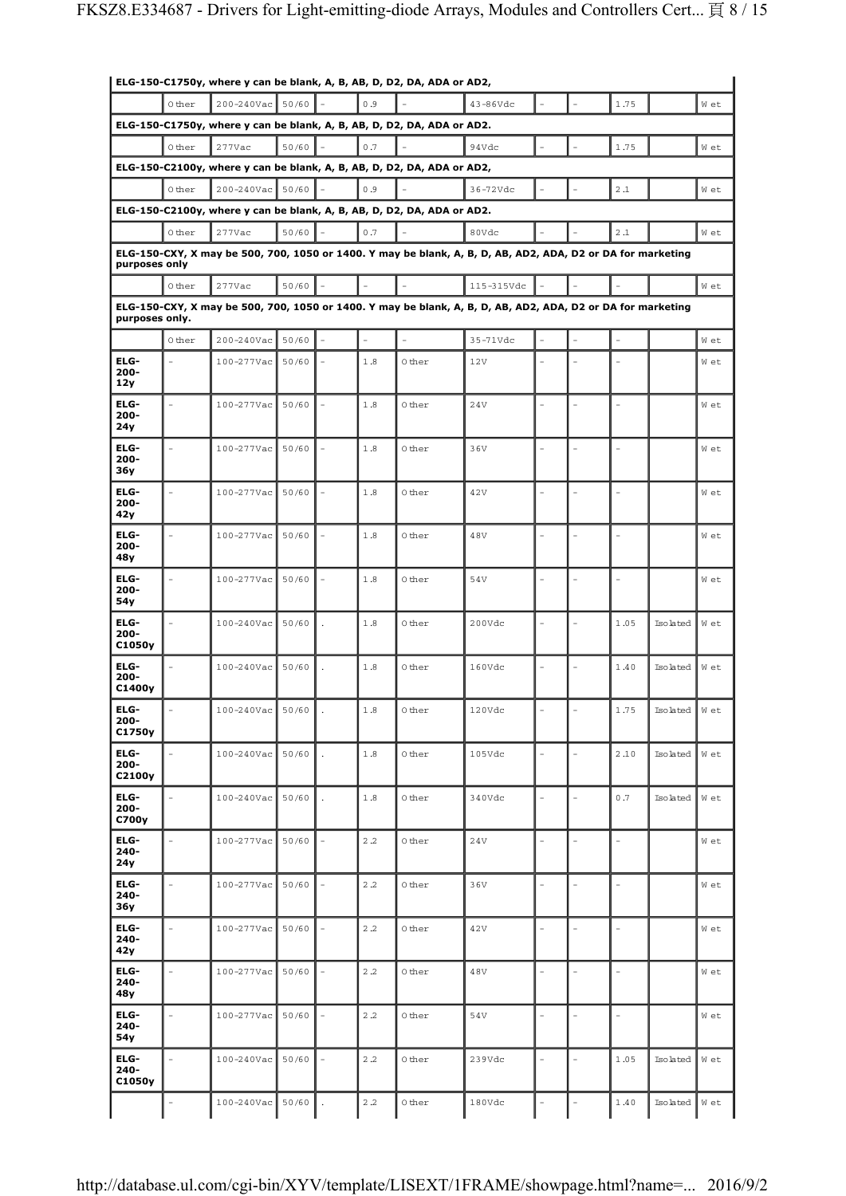| | | | | | | | | | | | | |
|---|---|---|---|---|---|---|---|---|---|---|---|---|
| **ELG-150-C1750y, where y can be blank, A, B, AB, D, D2, DA, ADA or AD2,** | | | | | | | | | | | | |
| | Other | 200-240Vac | 50/60 | - | 0.9 | - | 43-86Vdc | - | - | 1.75 | | Wet |
| **ELG-150-C1750y, where y can be blank, A, B, AB, D, D2, DA, ADA or AD2.** | | | | | | | | | | | | |
| | Other | 277Vac | 50/60 | - | 0.7 | - | 94Vdc | - | - | 1.75 | | Wet |
| **ELG-150-C2100y, where y can be blank, A, B, AB, D, D2, DA, ADA or AD2,** | | | | | | | | | | | | |
| | Other | 200-240Vac | 50/60 | - | 0.9 | - | 36-72Vdc | - | - | 2.1 | | Wet |
| **ELG-150-C2100y, where y can be blank, A, B, AB, D, D2, DA, ADA or AD2.** | | | | | | | | | | | | |
| | Other | 277Vac | 50/60 | - | 0.7 | - | 80Vdc | - | - | 2.1 | | Wet |
| **ELG-150-CXY, X may be 500, 700, 1050 or 1400. Y may be blank, A, B, D, AB, AD2, ADA, D2 or DA for marketing purposes only** | | | | | | | | | | | | |
| | Other | 277Vac | 50/60 | - | - | - | 115-315Vdc | - | - | - | | Wet |
| **ELG-150-CXY, X may be 500, 700, 1050 or 1400. Y may be blank, A, B, D, AB, AD2, ADA, D2 or DA for marketing purposes only.** | | | | | | | | | | | | |
| | Other | 200-240Vac | 50/60 | - | - | - | 35-71Vdc | - | - | - | | Wet |
| **ELG-200-12y** | - | 100-277Vac | 50/60 | - | 1.8 | Other | 12V | - | - | - | | Wet |
| **ELG-200-24y** | - | 100-277Vac | 50/60 | - | 1.8 | Other | 24V | - | - | - | | Wet |
| **ELG-200-36y** | - | 100-277Vac | 50/60 | - | 1.8 | Other | 36V | - | - | - | | Wet |
| **ELG-200-42y** | - | 100-277Vac | 50/60 | - | 1.8 | Other | 42V | - | - | - | | Wet |
| **ELG-200-48y** | - | 100-277Vac | 50/60 | - | 1.8 | Other | 48V | - | - | - | | Wet |
| **ELG-200-54y** | - | 100-277Vac | 50/60 | - | 1.8 | Other | 54V | - | - | - | | Wet |
| **ELG-200-C1050y** | - | 100-240Vac | 50/60 | . | 1.8 | Other | 200Vdc | - | - | 1.05 | Isolated | Wet |
| **ELG-200-C1400y** | - | 100-240Vac | 50/60 | . | 1.8 | Other | 160Vdc | - | - | 1.40 | Isolated | Wet |
| **ELG-200-C1750y** | - | 100-240Vac | 50/60 | . | 1.8 | Other | 120Vdc | - | - | 1.75 | Isolated | Wet |
| **ELG-200-C2100y** | - | 100-240Vac | 50/60 | . | 1.8 | Other | 105Vdc | - | - | 2.10 | Isolated | Wet |
| **ELG-200-C700y** | - | 100-240Vac | 50/60 | . | 1.8 | Other | 340Vdc | - | - | 0.7 | Isolated | Wet |
| **ELG-240-24y** | - | 100-277Vac | 50/60 | - | 2.2 | Other | 24V | - | - | - | | Wet |
| **ELG-240-36y** | - | 100-277Vac | 50/60 | - | 2.2 | Other | 36V | - | - | - | | Wet |
| **ELG-240-42y** | - | 100-277Vac | 50/60 | - | 2.2 | Other | 42V | - | - | - | | Wet |
| **ELG-240-48y** | - | 100-277Vac | 50/60 | - | 2.2 | Other | 48V | - | - | - | | Wet |
| **ELG-240-54y** | - | 100-277Vac | 50/60 | - | 2.2 | Other | 54V | - | - | - | | Wet |
| **ELG-240-C1050y** | - | 100-240Vac | 50/60 | - | 2.2 | Other | 239Vdc | - | - | 1.05 | Isolated | Wet |
| | - | 100-240Vac | 50/60 | . | 2.2 | Other | 180Vdc | - | - | 1.40 | Isolated | Wet |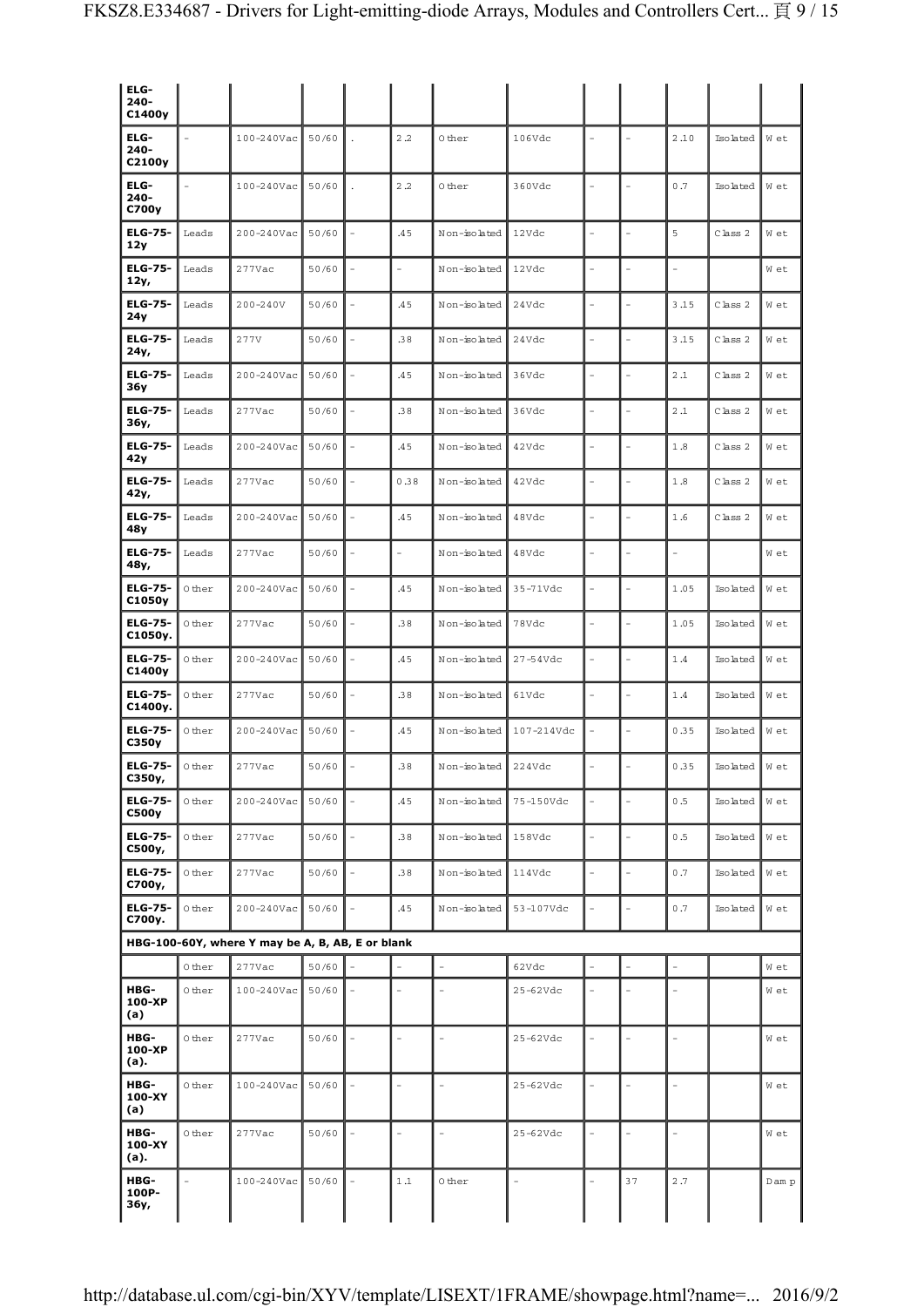| | | | | | | | | | | | | |
|---|---|---|---|---|---|---|---|---|---|---|---|---|
| **ELG-240-C1400y** | | | | | | | | | | | | |
| **ELG-240-C2100y** | - | 100-240Vac | 50/60 | . | 2.2 | Other | 106Vdc | - | - | 2.10 | Isolated | Wet |
| **ELG-240-C700y** | - | 100-240Vac | 50/60 | . | 2.2 | Other | 360Vdc | - | - | 0.7 | Isolated | Wet |
| **ELG-75-12y** | Leads | 200-240Vac | 50/60 | - | .45 | Non-isolated | 12Vdc | - | - | 5 | Class 2 | Wet |
| **ELG-75-12y,** | Leads | 277Vac | 50/60 | - | - | Non-isolated | 12Vdc | - | - | - | | Wet |
| **ELG-75-24y** | Leads | 200-240V | 50/60 | - | .45 | Non-isolated | 24Vdc | - | - | 3.15 | Class 2 | Wet |
| **ELG-75-24y,** | Leads | 277V | 50/60 | - | .38 | Non-isolated | 24Vdc | - | - | 3.15 | Class 2 | Wet |
| **ELG-75-36y** | Leads | 200-240Vac | 50/60 | - | .45 | Non-isolated | 36Vdc | - | - | 2.1 | Class 2 | Wet |
| **ELG-75-36y,** | Leads | 277Vac | 50/60 | - | .38 | Non-isolated | 36Vdc | - | - | 2.1 | Class 2 | Wet |
| **ELG-75-42y** | Leads | 200-240Vac | 50/60 | - | .45 | Non-isolated | 42Vdc | - | - | 1.8 | Class 2 | Wet |
| **ELG-75-42y,** | Leads | 277Vac | 50/60 | - | 0.38 | Non-isolated | 42Vdc | - | - | 1.8 | Class 2 | Wet |
| **ELG-75-48y** | Leads | 200-240Vac | 50/60 | - | .45 | Non-isolated | 48Vdc | - | - | 1.6 | Class 2 | Wet |
| **ELG-75-48y,** | Leads | 277Vac | 50/60 | - | - | Non-isolated | 48Vdc | - | - | - | | Wet |
| **ELG-75-C1050y** | Other | 200-240Vac | 50/60 | - | .45 | Non-isolated | 35-71Vdc | - | - | 1.05 | Isolated | Wet |
| **ELG-75-C1050y.** | Other | 277Vac | 50/60 | - | .38 | Non-isolated | 78Vdc | - | - | 1.05 | Isolated | Wet |
| **ELG-75-C1400y** | Other | 200-240Vac | 50/60 | - | .45 | Non-isolated | 27-54Vdc | - | - | 1.4 | Isolated | Wet |
| **ELG-75-C1400y.** | Other | 277Vac | 50/60 | - | .38 | Non-isolated | 61Vdc | - | - | 1.4 | Isolated | Wet |
| **ELG-75-C350y** | Other | 200-240Vac | 50/60 | - | .45 | Non-isolated | 107-214Vdc | - | - | 0.35 | Isolated | Wet |
| **ELG-75-C350y,** | Other | 277Vac | 50/60 | - | .38 | Non-isolated | 224Vdc | - | - | 0.35 | Isolated | Wet |
| **ELG-75-C500y** | Other | 200-240Vac | 50/60 | - | .45 | Non-isolated | 75-150Vdc | - | - | 0.5 | Isolated | Wet |
| **ELG-75-C500y,** | Other | 277Vac | 50/60 | - | .38 | Non-isolated | 158Vdc | - | - | 0.5 | Isolated | Wet |
| **ELG-75-C700y,** | Other | 277Vac | 50/60 | - | .38 | Non-isolated | 114Vdc | - | - | 0.7 | Isolated | Wet |
| **ELG-75-C700y.** | Other | 200-240Vac | 50/60 | - | .45 | Non-isolated | 53-107Vdc | - | - | 0.7 | Isolated | Wet |
| **HBG-100-60Y, where Y may be A, B, AB, E or blank** | | | | | | | | | | | | |
| | Other | 277Vac | 50/60 | - | - | - | 62Vdc | - | - | - | | Wet |
| **HBG-100-XP (a)** | Other | 100-240Vac | 50/60 | - | - | - | 25-62Vdc | - | - | - | | Wet |
| **HBG-100-XP (a).** | Other | 277Vac | 50/60 | - | - | - | 25-62Vdc | - | - | - | | Wet |
| **HBG-100-XY (a)** | Other | 100-240Vac | 50/60 | - | - | - | 25-62Vdc | - | - | - | | Wet |
| **HBG-100-XY (a).** | Other | 277Vac | 50/60 | - | - | - | 25-62Vdc | - | - | - | | Wet |
| **HBG-100P-36y,** | - | 100-240Vac | 50/60 | - | 1.1 | Other | - | - | 37 | 2.7 | | Damp |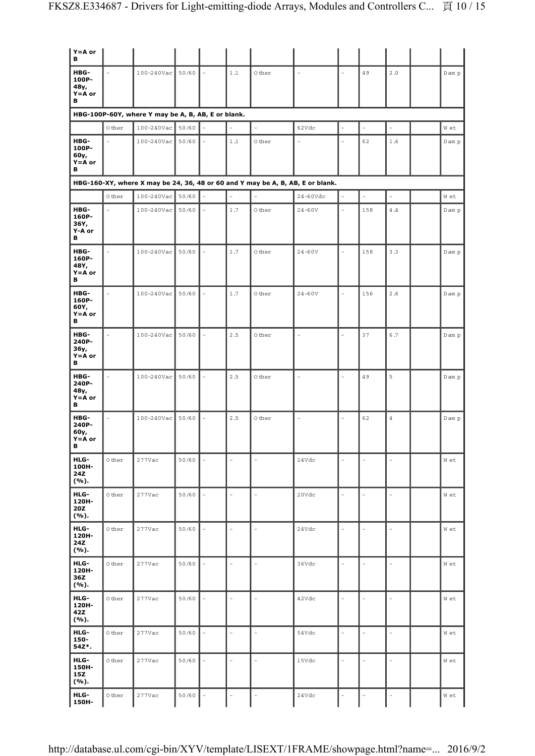| | | | | | | | | | | | | |
|---|---|---|---|---|---|---|---|---|---|---|---|---|
| Y=A or B | | | | | | | | | | | | |
| HBG-100P-48y, Y=A or B | - | 100-240Vac | 50/60 | - | 1.1 | Other | - | - | 49 | 2.0 | | Damp |
| HBG-100P-60Y, where Y may be A, B, AB, E or blank. | | | | | | | | | | | | |
| | Other | 100-240Vac | 50/60 | - | - | - | 62Vdc | - | - | - | | Wet |
| HBG-100P-60y, Y=A or B | - | 100-240Vac | 50/60 | - | 1.1 | Other | - | - | 62 | 1.6 | | Damp |
| HBG-160-XY, where X may be 24, 36, 48 or 60 and Y may be A, B, AB, E or blank. | | | | | | | | | | | | |
| | Other | 100-240Vac | 50/60 | - | - | - | 24-60Vdc | - | - | - | | Wet |
| HBG-160P-36Y, Y-A or B | - | 100-240Vac | 50/60 | - | 1.7 | Other | 24-60V | - | 158 | 4.4 | | Damp |
| HBG-160P-48Y, Y=A or B | - | 100-240Vac | 50/60 | - | 1.7 | Other | 24-60V | - | 158 | 3.3 | | Damp |
| HBG-160P-60Y, Y=A or B | - | 100-240Vac | 50/60 | - | 1.7 | Other | 24-60V | - | 156 | 2.6 | | Damp |
| HBG-240P-36y, Y=A or B | - | 100-240Vac | 50/60 | - | 2.5 | Other | - | - | 37 | 6.7 | | Damp |
| HBG-240P-48y, Y=A or B | - | 100-240Vac | 50/60 | - | 2.5 | Other | - | - | 49 | 5 | | Damp |
| HBG-240P-60y, Y=A or B | - | 100-240Vac | 50/60 | - | 2.5 | Other | - | - | 62 | 4 | | Damp |
| HLG-100H-24Z (%). | Other | 277Vac | 50/60 | - | - | - | 24Vdc | - | - | - | | Wet |
| HLG-120H-20Z (%). | Other | 277Vac | 50/60 | - | - | - | 20Vdc | - | - | - | | Wet |
| HLG-120H-24Z (%). | Other | 277Vac | 50/60 | - | - | - | 24Vdc | - | - | - | | Wet |
| HLG-120H-36Z (%). | Other | 277Vac | 50/60 | - | - | - | 36Vdc | - | - | - | | Wet |
| HLG-120H-42Z (%). | Other | 277Vac | 50/60 | - | - | - | 42Vdc | - | - | - | | Wet |
| HLG-150-54Z*. | Other | 277Vac | 50/60 | - | - | - | 54Vdc | - | - | - | | Wet |
| HLG-150H-15Z (%). | Other | 277Vac | 50/60 | - | - | - | 15Vdc | - | - | - | | Wet |
| HLG-150H- | Other | 277Vac | 50/60 | - | - | - | 24Vdc | - | - | - | | Wet |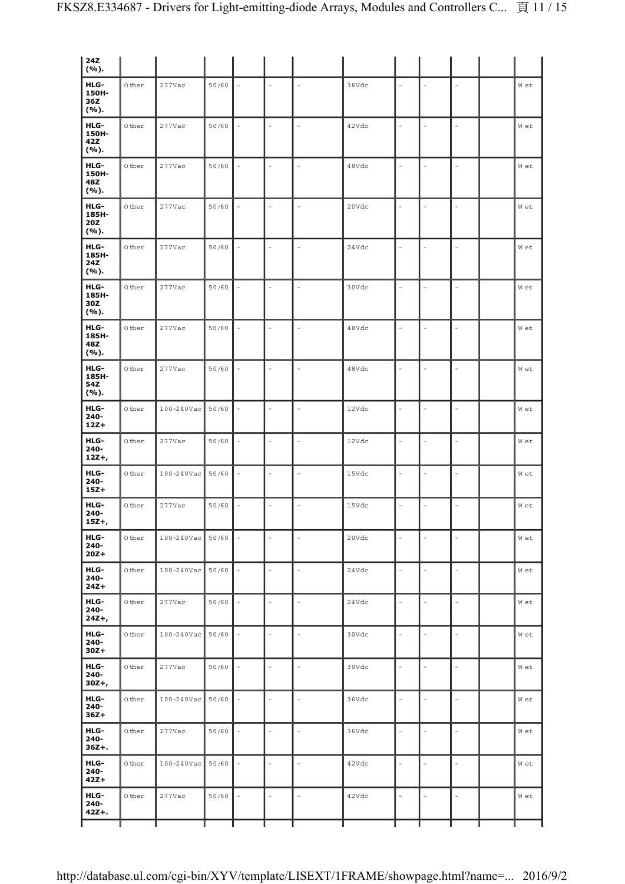| | | | | | | | | | | | | |
|---|---|---|---|---|---|---|---|---|---|---|---|---|
| 24Z (%). | | | | | | | | | | | | |
| HLG-150H-36Z (%). | Other | 277Vac | 50/60 | - | - | - | 36Vdc | - | - | - | | Wet |
| HLG-150H-42Z (%). | Other | 277Vac | 50/60 | - | - | - | 42Vdc | - | - | - | | Wet |
| HLG-150H-48Z (%). | Other | 277Vac | 50/60 | - | - | - | 48Vdc | - | - | - | | Wet |
| HLG-185H-20Z (%). | Other | 277Vac | 50/60 | - | - | - | 20Vdc | - | - | - | | Wet |
| HLG-185H-24Z (%). | Other | 277Vac | 50/60 | - | - | - | 24Vdc | - | - | - | | Wet |
| HLG-185H-30Z (%). | Other | 277Vac | 50/60 | - | - | - | 30Vdc | - | - | - | | Wet |
| HLG-185H-48Z (%). | Other | 277Vac | 50/60 | - | - | - | 48Vdc | - | - | - | | Wet |
| HLG-185H-54Z (%). | Other | 277Vac | 50/60 | - | - | - | 48Vdc | - | - | - | | Wet |
| HLG-240-12Z+ | Other | 100-240Vac | 50/60 | - | - | - | 12Vdc | - | - | - | | Wet |
| HLG-240-12Z+, | Other | 277Vac | 50/60 | - | - | - | 12Vdc | - | - | - | | Wet |
| HLG-240-15Z+ | Other | 100-240Vac | 50/60 | - | - | - | 15Vdc | - | - | - | | Wet |
| HLG-240-15Z+, | Other | 277Vac | 50/60 | - | - | - | 15Vdc | - | - | - | | Wet |
| HLG-240-20Z+ | Other | 100-240Vac | 50/60 | - | - | - | 20Vdc | - | - | - | | Wet |
| HLG-240-24Z+ | Other | 100-240Vac | 50/60 | - | - | - | 24Vdc | - | - | - | | Wet |
| HLG-240-24Z+, | Other | 277Vac | 50/60 | - | - | - | 24Vdc | - | - | - | | Wet |
| HLG-240-30Z+ | Other | 100-240Vac | 50/60 | - | - | - | 30Vdc | - | - | - | | Wet |
| HLG-240-30Z+, | Other | 277Vac | 50/60 | - | - | - | 30Vdc | - | - | - | | Wet |
| HLG-240-36Z+ | Other | 100-240Vac | 50/60 | - | - | - | 36Vdc | - | - | - | | Wet |
| HLG-240-36Z+. | Other | 277Vac | 50/60 | - | - | - | 36Vdc | - | - | - | | Wet |
| HLG-240-42Z+ | Other | 100-240Vac | 50/60 | - | - | - | 42Vdc | - | - | - | | Wet |
| HLG-240-42Z+. | Other | 277Vac | 50/60 | - | - | - | 42Vdc | - | - | - | | Wet |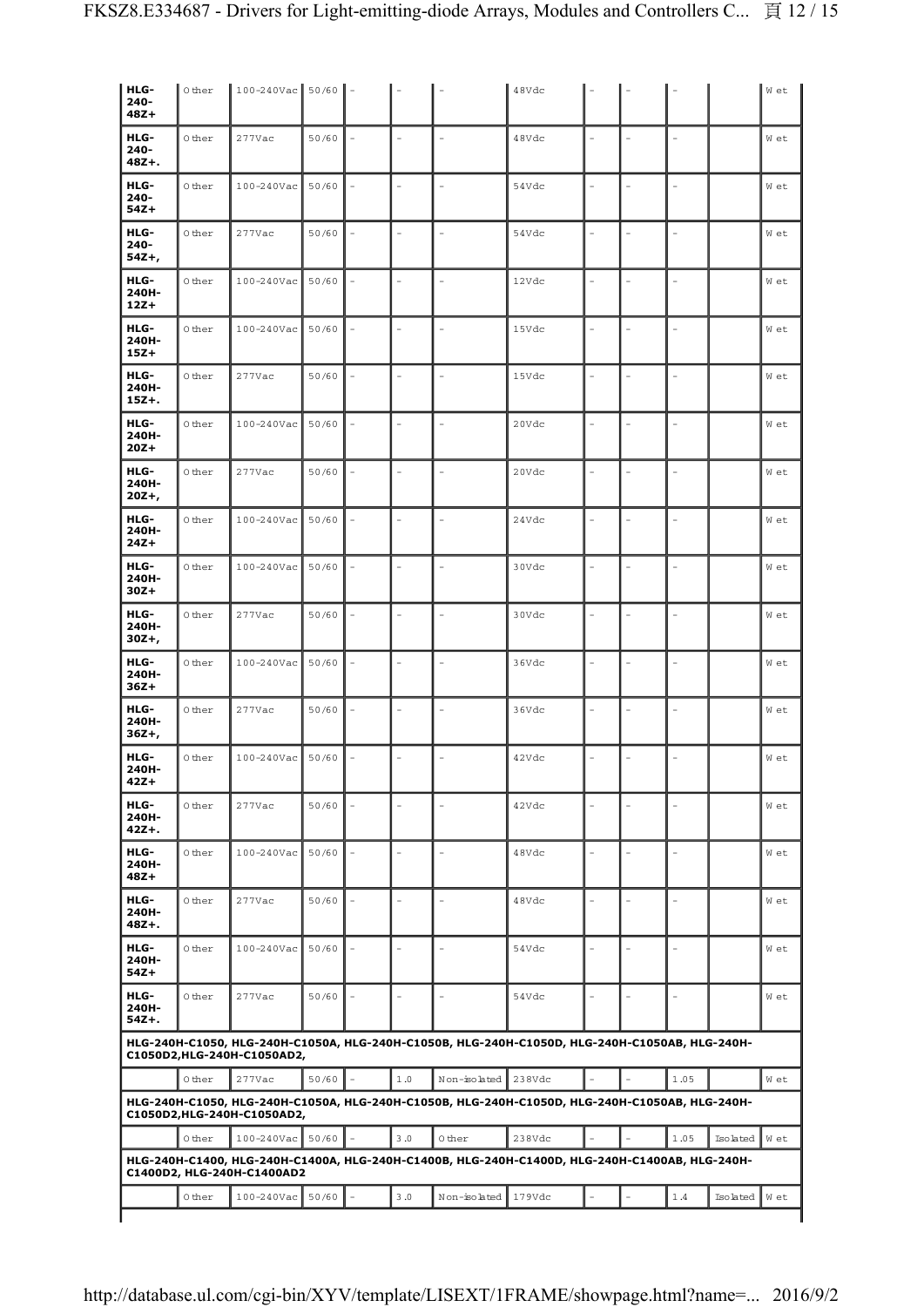| | | | | | | | | | | | | |
|---|---|---|---|---|---|---|---|---|---|---|---|---|
| **HLG-240-48Z+** | Other | 100-240Vac | 50/60 | - | - | - | 48Vdc | - | - | - | | Wet |
| **HLG-240-48Z+.** | Other | 277Vac | 50/60 | - | - | - | 48Vdc | - | - | - | | Wet |
| **HLG-240-54Z+** | Other | 100-240Vac | 50/60 | - | - | - | 54Vdc | - | - | - | | Wet |
| **HLG-240-54Z+,** | Other | 277Vac | 50/60 | - | - | - | 54Vdc | - | - | - | | Wet |
| **HLG-240H-12Z+** | Other | 100-240Vac | 50/60 | - | - | - | 12Vdc | - | - | - | | Wet |
| **HLG-240H-15Z+** | Other | 100-240Vac | 50/60 | - | - | - | 15Vdc | - | - | - | | Wet |
| **HLG-240H-15Z+.** | Other | 277Vac | 50/60 | - | - | - | 15Vdc | - | - | - | | Wet |
| **HLG-240H-20Z+** | Other | 100-240Vac | 50/60 | - | - | - | 20Vdc | - | - | - | | Wet |
| **HLG-240H-20Z+,** | Other | 277Vac | 50/60 | - | - | - | 20Vdc | - | - | - | | Wet |
| **HLG-240H-24Z+** | Other | 100-240Vac | 50/60 | - | - | - | 24Vdc | - | - | - | | Wet |
| **HLG-240H-30Z+** | Other | 100-240Vac | 50/60 | - | - | - | 30Vdc | - | - | - | | Wet |
| **HLG-240H-30Z+,** | Other | 277Vac | 50/60 | - | - | - | 30Vdc | - | - | - | | Wet |
| **HLG-240H-36Z+** | Other | 100-240Vac | 50/60 | - | - | - | 36Vdc | - | - | - | | Wet |
| **HLG-240H-36Z+,** | Other | 277Vac | 50/60 | - | - | - | 36Vdc | - | - | - | | Wet |
| **HLG-240H-42Z+** | Other | 100-240Vac | 50/60 | - | - | - | 42Vdc | - | - | - | | Wet |
| **HLG-240H-42Z+.** | Other | 277Vac | 50/60 | - | - | - | 42Vdc | - | - | - | | Wet |
| **HLG-240H-48Z+** | Other | 100-240Vac | 50/60 | - | - | - | 48Vdc | - | - | - | | Wet |
| **HLG-240H-48Z+.** | Other | 277Vac | 50/60 | - | - | - | 48Vdc | - | - | - | | Wet |
| **HLG-240H-54Z+** | Other | 100-240Vac | 50/60 | - | - | - | 54Vdc | - | - | - | | Wet |
| **HLG-240H-54Z+.** | Other | 277Vac | 50/60 | - | - | - | 54Vdc | - | - | - | | Wet |
| **HLG-240H-C1050, HLG-240H-C1050A, HLG-240H-C1050B, HLG-240H-C1050D, HLG-240H-C1050AB, HLG-240H-C1050D2,HLG-240H-C1050AD2,** | | | | | | | | | | | | |
| | Other | 277Vac | 50/60 | - | 1.0 | Non-isolated | 238Vdc | - | - | 1.05 | | Wet |
| **HLG-240H-C1050, HLG-240H-C1050A, HLG-240H-C1050B, HLG-240H-C1050D, HLG-240H-C1050AB, HLG-240H-C1050D2,HLG-240H-C1050AD2,** | | | | | | | | | | | | |
| | Other | 100-240Vac | 50/60 | - | 3.0 | Other | 238Vdc | - | - | 1.05 | Isolated | Wet |
| **HLG-240H-C1400, HLG-240H-C1400A, HLG-240H-C1400B, HLG-240H-C1400D, HLG-240H-C1400AB, HLG-240H-C1400D2, HLG-240H-C1400AD2** | | | | | | | | | | | | |
| | Other | 100-240Vac | 50/60 | - | 3.0 | Non-isolated | 179Vdc | - | - | 1.4 | Isolated | Wet |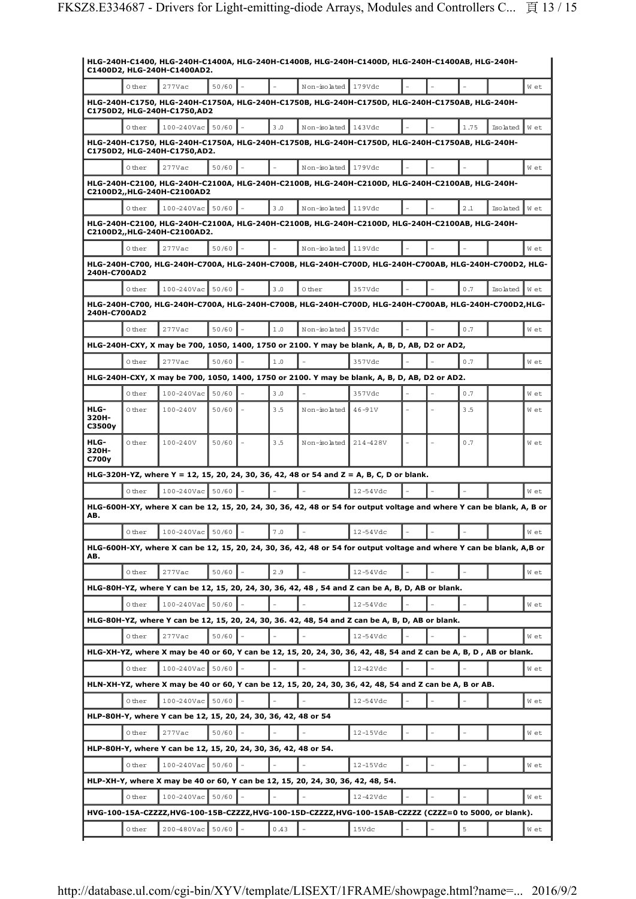| | | | | | | | | | | | | |
|---|---|---|---|---|---|---|---|---|---|---|---|---|
| **HLG-240H-C1400, HLG-240H-C1400A, HLG-240H-C1400B, HLG-240H-C1400D, HLG-240H-C1400AB, HLG-240H-C1400D2, HLG-240H-C1400AD2.** | | | | | | | | | | | | |
| | Other | 277Vac | 50/60 | - | - | Non-isolated | 179Vdc | - | - | - | | Wet |
| **HLG-240H-C1750, HLG-240H-C1750A, HLG-240H-C1750B, HLG-240H-C1750D, HLG-240H-C1750AB, HLG-240H-C1750D2, HLG-240H-C1750,AD2** | | | | | | | | | | | | |
| | Other | 100-240Vac | 50/60 | - | 3.0 | Non-isolated | 143Vdc | - | - | 1.75 | Isolated | Wet |
| **HLG-240H-C1750, HLG-240H-C1750A, HLG-240H-C1750B, HLG-240H-C1750D, HLG-240H-C1750AB, HLG-240H-C1750D2, HLG-240H-C1750,AD2.** | | | | | | | | | | | | |
| | Other | 277Vac | 50/60 | - | - | Non-isolated | 179Vdc | - | - | - | | Wet |
| **HLG-240H-C2100, HLG-240H-C2100A, HLG-240H-C2100B, HLG-240H-C2100D, HLG-240H-C2100AB, HLG-240H-C2100D2,,HLG-240H-C2100AD2** | | | | | | | | | | | | |
| | Other | 100-240Vac | 50/60 | - | 3.0 | Non-isolated | 119Vdc | - | - | 2.1 | Isolated | Wet |
| **HLG-240H-C2100, HLG-240H-C2100A, HLG-240H-C2100B, HLG-240H-C2100D, HLG-240H-C2100AB, HLG-240H-C2100D2,,HLG-240H-C2100AD2.** | | | | | | | | | | | | |
| | Other | 277Vac | 50/60 | - | - | Non-isolated | 119Vdc | - | - | - | | Wet |
| **HLG-240H-C700, HLG-240H-C700A, HLG-240H-C700B, HLG-240H-C700D, HLG-240H-C700AB, HLG-240H-C700D2, HLG-240H-C700AD2** | | | | | | | | | | | | |
| | Other | 100-240Vac | 50/60 | - | 3.0 | Other | 357Vdc | - | - | 0.7 | Isolated | Wet |
| **HLG-240H-C700, HLG-240H-C700A, HLG-240H-C700B, HLG-240H-C700D, HLG-240H-C700AB, HLG-240H-C700D2,HLG-240H-C700AD2** | | | | | | | | | | | | |
| | Other | 277Vac | 50/60 | - | 1.0 | Non-isolated | 357Vdc | - | - | 0.7 | | Wet |
| **HLG-240H-CXY, X may be 700, 1050, 1400, 1750 or 2100. Y may be blank, A, B, D, AB, D2 or AD2,** | | | | | | | | | | | | |
| | Other | 277Vac | 50/60 | - | 1.0 | - | 357Vdc | - | - | 0.7 | | Wet |
| **HLG-240H-CXY, X may be 700, 1050, 1400, 1750 or 2100. Y may be blank, A, B, D, AB, D2 or AD2.** | | | | | | | | | | | | |
| | Other | 100-240Vac | 50/60 | - | 3.0 | - | 357Vdc | - | - | 0.7 | | Wet |
| **HLG-320H-C3500y** | Other | 100-240V | 50/60 | - | 3.5 | Non-isolated | 46-91V | - | - | 3.5 | | Wet |
| **HLG-320H-C700y** | Other | 100-240V | 50/60 | - | 3.5 | Non-isolated | 214-428V | - | - | 0.7 | | Wet |
| **HLG-320H-YZ, where Y = 12, 15, 20, 24, 30, 36, 42, 48 or 54 and Z = A, B, C, D or blank.** | | | | | | | | | | | | |
| | Other | 100-240Vac | 50/60 | - | - | - | 12-54Vdc | - | - | - | | Wet |
| **HLG-600H-XY, where X can be 12, 15, 20, 24, 30, 36, 42, 48 or 54 for output voltage and where Y can be blank, A, B or AB.** | | | | | | | | | | | | |
| | Other | 100-240Vac | 50/60 | - | 7.0 | - | 12-54Vdc | - | - | - | | Wet |
| **HLG-600H-XY, where X can be 12, 15, 20, 24, 30, 36, 42, 48 or 54 for output voltage and where Y can be blank, A,B or AB.** | | | | | | | | | | | | |
| | Other | 277Vac | 50/60 | - | 2.9 | - | 12-54Vdc | - | - | - | | Wet |
| **HLG-80H-YZ, where Y can be 12, 15, 20, 24, 30, 36, 42, 48 , 54 and Z can be A, B, D, AB or blank.** | | | | | | | | | | | | |
| | Other | 100-240Vac | 50/60 | - | - | - | 12-54Vdc | - | - | - | | Wet |
| **HLG-80H-YZ, where Y can be 12, 15, 20, 24, 30, 36. 42, 48, 54 and Z can be A, B, D, AB or blank.** | | | | | | | | | | | | |
| | Other | 277Vac | 50/60 | - | - | - | 12-54Vdc | - | - | - | | Wet |
| **HLG-XH-YZ, where X may be 40 or 60, Y can be 12, 15, 20, 24, 30, 36, 42, 48, 54 and Z can be A, B, D , AB or blank.** | | | | | | | | | | | | |
| | Other | 100-240Vac | 50/60 | - | - | - | 12-42Vdc | - | - | - | | Wet |
| **HLN-XH-YZ, where X may be 40 or 60, Y can be 12, 15, 20, 24, 30, 36, 42, 48, 54 and Z can be A, B or AB.** | | | | | | | | | | | | |
| | Other | 100-240Vac | 50/60 | - | - | - | 12-54Vdc | - | - | - | | Wet |
| **HLP-80H-Y, where Y can be 12, 15, 20, 24, 30, 36, 42, 48 or 54** | | | | | | | | | | | | |
| | Other | 277Vac | 50/60 | - | - | - | 12-15Vdc | - | - | - | | Wet |
| **HLP-80H-Y, where Y can be 12, 15, 20, 24, 30, 36, 42, 48 or 54.** | | | | | | | | | | | | |
| | Other | 100-240Vac | 50/60 | - | - | - | 12-15Vdc | - | - | - | | Wet |
| **HLP-XH-Y, where X may be 40 or 60, Y can be 12, 15, 20, 24, 30, 36, 42, 48, 54.** | | | | | | | | | | | | |
| | Other | 100-240Vac | 50/60 | - | - | - | 12-42Vdc | - | - | - | | Wet |
| **HVG-100-15A-CZZZZ,HVG-100-15B-CZZZZ,HVG-100-15D-CZZZZ,HVG-100-15AB-CZZZZ (CZZZ=0 to 5000, or blank).** | | | | | | | | | | | | |
| | Other | 200-480Vac | 50/60 | - | 0.43 | - | 15Vdc | - | - | 5 | | Wet |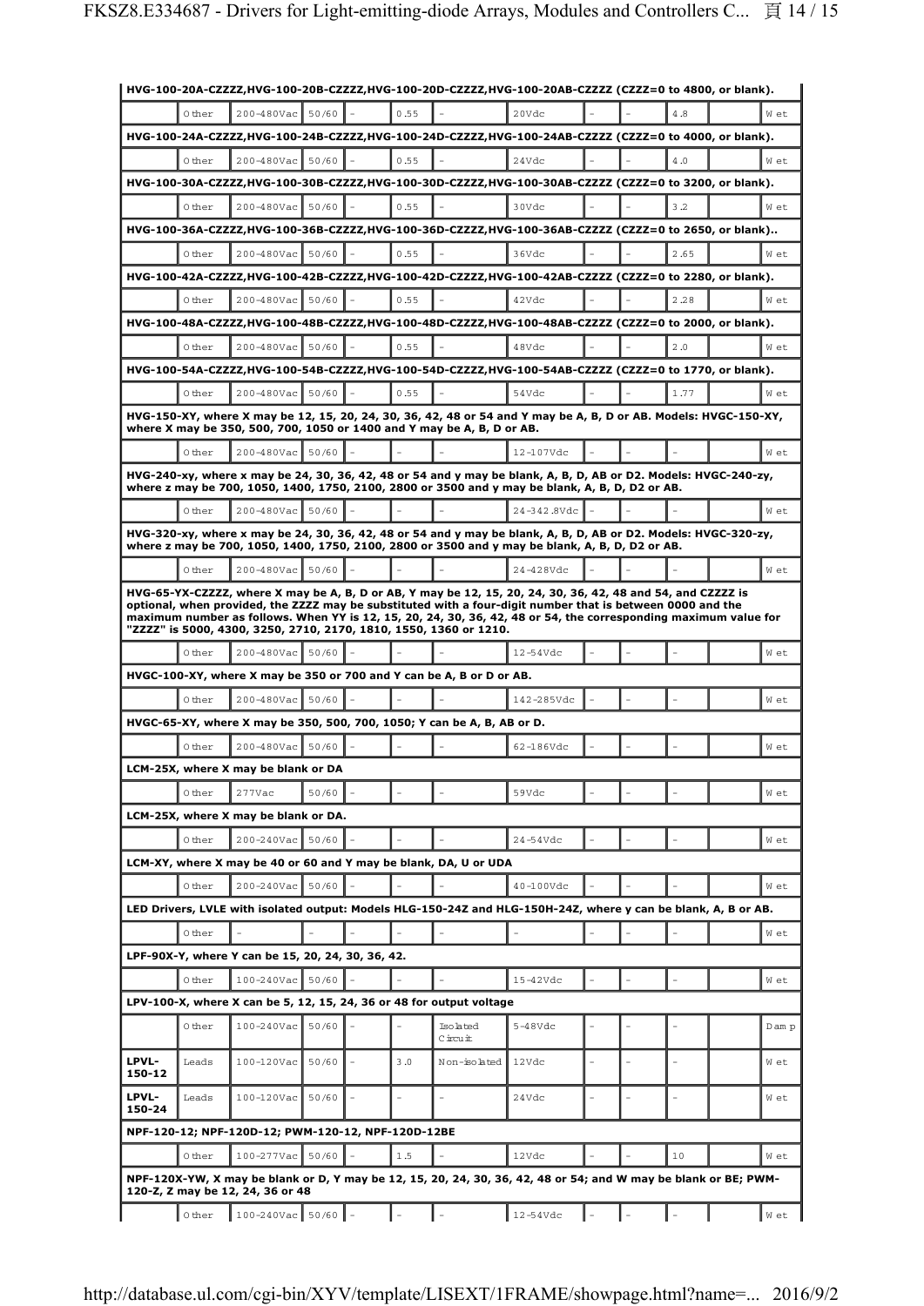| | | | | | | | | | | | | |
|---|---|---|---|---|---|---|---|---|---|---|---|---|
| **HVG-100-20A-CZZZZ,HVG-100-20B-CZZZZ,HVG-100-20D-CZZZZ,HVG-100-20AB-CZZZZ (CZZZ=0 to 4800, or blank).** | | | | | | | | | | | | |
| | Other | 200-480Vac | 50/60 | - | 0.55 | - | 20Vdc | - | - | 4.8 | | Wet |
| **HVG-100-24A-CZZZZ,HVG-100-24B-CZZZZ,HVG-100-24D-CZZZZ,HVG-100-24AB-CZZZZ (CZZZ=0 to 4000, or blank).** | | | | | | | | | | | | |
| | Other | 200-480Vac | 50/60 | - | 0.55 | - | 24Vdc | - | - | 4.0 | | Wet |
| **HVG-100-30A-CZZZZ,HVG-100-30B-CZZZZ,HVG-100-30D-CZZZZ,HVG-100-30AB-CZZZZ (CZZZ=0 to 3200, or blank).** | | | | | | | | | | | | |
| | Other | 200-480Vac | 50/60 | - | 0.55 | - | 30Vdc | - | - | 3.2 | | Wet |
| **HVG-100-36A-CZZZZ,HVG-100-36B-CZZZZ,HVG-100-36D-CZZZZ,HVG-100-36AB-CZZZZ (CZZZ=0 to 2650, or blank)..** | | | | | | | | | | | | |
| | Other | 200-480Vac | 50/60 | - | 0.55 | - | 36Vdc | - | - | 2.65 | | Wet |
| **HVG-100-42A-CZZZZ,HVG-100-42B-CZZZZ,HVG-100-42D-CZZZZ,HVG-100-42AB-CZZZZ (CZZZ=0 to 2280, or blank).** | | | | | | | | | | | | |
| | Other | 200-480Vac | 50/60 | - | 0.55 | - | 42Vdc | - | - | 2.28 | | Wet |
| **HVG-100-48A-CZZZZ,HVG-100-48B-CZZZZ,HVG-100-48D-CZZZZ,HVG-100-48AB-CZZZZ (CZZZ=0 to 2000, or blank).** | | | | | | | | | | | | |
| | Other | 200-480Vac | 50/60 | - | 0.55 | - | 48Vdc | - | - | 2.0 | | Wet |
| **HVG-100-54A-CZZZZ,HVG-100-54B-CZZZZ,HVG-100-54D-CZZZZ,HVG-100-54AB-CZZZZ (CZZZ=0 to 1770, or blank).** | | | | | | | | | | | | |
| | Other | 200-480Vac | 50/60 | - | 0.55 | - | 54Vdc | - | - | 1.77 | | Wet |
| **HVG-150-XY, where X may be 12, 15, 20, 24, 30, 36, 42, 48 or 54 and Y may be A, B, D or AB. Models: HVGC-150-XY, where X may be 350, 500, 700, 1050 or 1400 and Y may be A, B, D or AB.** | | | | | | | | | | | | |
| | Other | 200-480Vac | 50/60 | - | - | - | 12-107Vdc | - | - | - | | Wet |
| **HVG-240-xy, where x may be 24, 30, 36, 42, 48 or 54 and y may be blank, A, B, D, AB or D2. Models: HVGC-240-zy, where z may be 700, 1050, 1400, 1750, 2100, 2800 or 3500 and y may be blank, A, B, D, D2 or AB.** | | | | | | | | | | | | |
| | Other | 200-480Vac | 50/60 | - | - | - | 24-342.8Vdc | - | - | - | | Wet |
| **HVG-320-xy, where x may be 24, 30, 36, 42, 48 or 54 and y may be blank, A, B, D, AB or D2. Models: HVGC-320-zy, where z may be 700, 1050, 1400, 1750, 2100, 2800 or 3500 and y may be blank, A, B, D, D2 or AB.** | | | | | | | | | | | | |
| | Other | 200-480Vac | 50/60 | - | - | - | 24-428Vdc | - | - | - | | Wet |
| **HVG-65-YX-CZZZZ, where X may be A, B, D or AB, Y may be 12, 15, 20, 24, 30, 36, 42, 48 and 54, and CZZZZ is optional, when provided, the ZZZZ may be substituted with a four-digit number that is between 0000 and the maximum number as follows. When YY is 12, 15, 20, 24, 30, 36, 42, 48 or 54, the corresponding maximum value for "ZZZZ" is 5000, 4300, 3250, 2710, 2170, 1810, 1550, 1360 or 1210.** | | | | | | | | | | | | |
| | Other | 200-480Vac | 50/60 | - | - | - | 12-54Vdc | - | - | - | | Wet |
| **HVGC-100-XY, where X may be 350 or 700 and Y can be A, B or D or AB.** | | | | | | | | | | | | |
| | Other | 200-480Vac | 50/60 | - | - | - | 142-285Vdc | - | - | - | | Wet |
| **HVGC-65-XY, where X may be 350, 500, 700, 1050; Y can be A, B, AB or D.** | | | | | | | | | | | | |
| | Other | 200-480Vac | 50/60 | - | - | - | 62-186Vdc | - | - | - | | Wet |
| **LCM-25X, where X may be blank or DA** | | | | | | | | | | | | |
| | Other | 277Vac | 50/60 | - | - | - | 59Vdc | - | - | - | | Wet |
| **LCM-25X, where X may be blank or DA.** | | | | | | | | | | | | |
| | Other | 200-240Vac | 50/60 | - | - | - | 24-54Vdc | - | - | - | | Wet |
| **LCM-XY, where X may be 40 or 60 and Y may be blank, DA, U or UDA** | | | | | | | | | | | | |
| | Other | 200-240Vac | 50/60 | - | - | - | 40-100Vdc | - | - | - | | Wet |
| **LED Drivers, LVLE with isolated output: Models HLG-150-24Z and HLG-150H-24Z, where y can be blank, A, B or AB.** | | | | | | | | | | | | |
| | Other | - | - | - | - | - | - | - | - | - | | Wet |
| **LPF-90X-Y, where Y can be 15, 20, 24, 30, 36, 42.** | | | | | | | | | | | | |
| | Other | 100-240Vac | 50/60 | - | - | - | 15-42Vdc | - | - | - | | Wet |
| **LPV-100-X, where X can be 5, 12, 15, 24, 36 or 48 for output voltage** | | | | | | | | | | | | |
| | Other | 100-240Vac | 50/60 | - | - | Isolated Circuit | 5-48Vdc | - | - | - | | Damp |
| **LPVL-150-12** | Leads | 100-120Vac | 50/60 | - | 3.0 | Non-isolated | 12Vdc | - | - | - | | Wet |
| **LPVL-150-24** | Leads | 100-120Vac | 50/60 | - | - | - | 24Vdc | - | - | - | | Wet |
| **NPF-120-12; NPF-120D-12; PWM-120-12, NPF-120D-12BE** | | | | | | | | | | | | |
| | Other | 100-277Vac | 50/60 | - | 1.5 | - | 12Vdc | - | - | 10 | | Wet |
| **NPF-120X-YW, X may be blank or D, Y may be 12, 15, 20, 24, 30, 36, 42, 48 or 54; and W may be blank or BE; PWM-120-Z, Z may be 12, 24, 36 or 48** | | | | | | | | | | | | |
| | Other | 100-240Vac | 50/60 | - | - | - | 12-54Vdc | - | - | - | | Wet |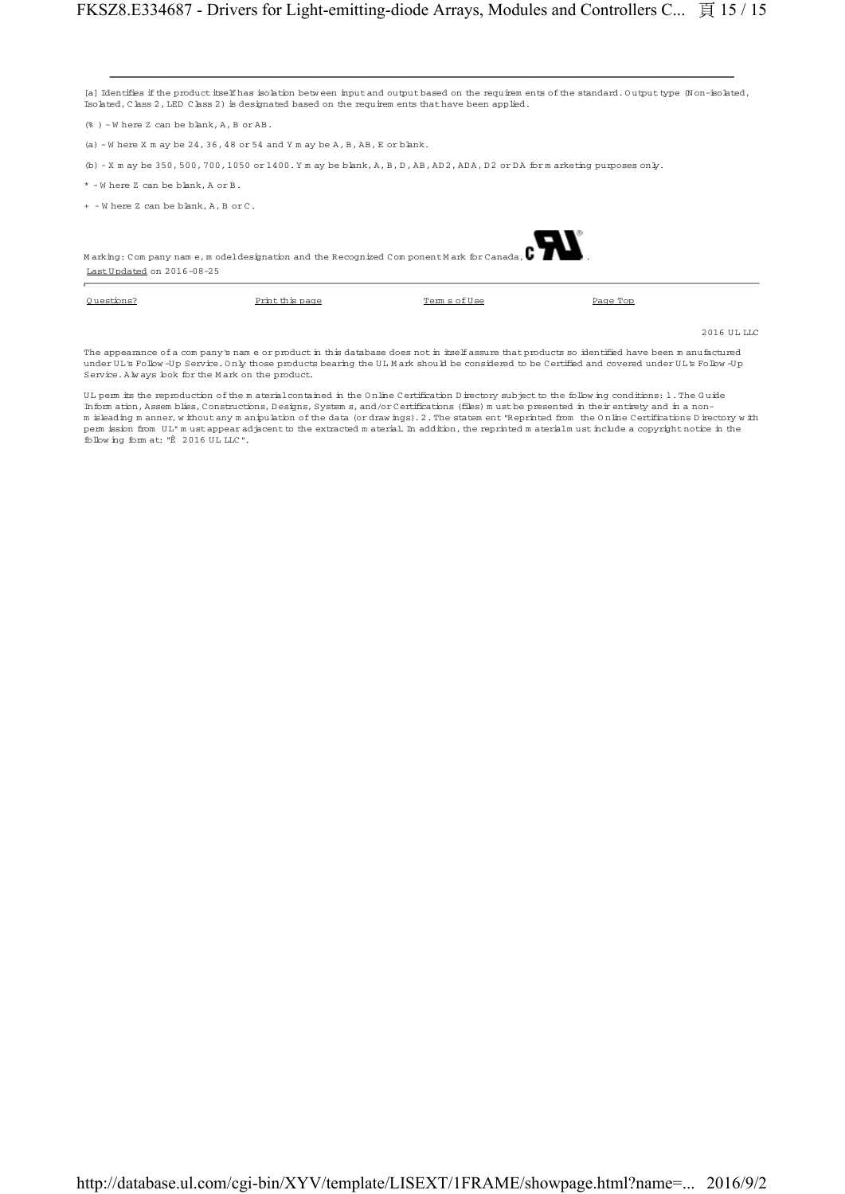[a] Identifies if the product itself has isolation between input and output based on the requirements of the standard. Output type (Non-isolated, Isolated, Class 2, LED Class 2) is designated based on the requirements that have been applied.

(%) - Where Z can be blank, A, B or AB.

(a) - Where X may be 24, 36, 48 or 54 and Y may be A, B, AB, E or blank.

(b) - X may be 350, 500, 700, 1050 or 1400. Y may be blank, A, B, D, AB, AD2, ADA, D2 or DA for marketing purposes only.

* - Where Z can be blank, A or B.

+ - Where Z can be blank, A, B or C.

Marking: Company name, model designation and the Recognized Component Mark for Canada, .

Last Updated on 2016-08-25

Questions? | Print this page | Terms of Use | Page Top

2016 UL LLC

The appearance of a company's name or product in this database does not in itself assure that products so identified have been manufactured under UL's Follow-Up Service. Only those products bearing the UL Mark should be considered to be Certified and covered under UL's Follow-Up Service. Always look for the Mark on the product.

UL permits the reproduction of the material contained in the Online Certification Directory subject to the following conditions: 1. The Guide Information, Assemblies, Constructions, Designs, Systems, and/or Certifications (files) must be presented in their entirety and in a non-misleading manner, without any manipulation of the data (or drawings). 2. The statement "Reprinted from the Online Certifications Directory with permission from UL" must appear adjacent to the extracted material. In addition, the reprinted material must include a copyright notice in the following format: "© 2016 UL LLC".